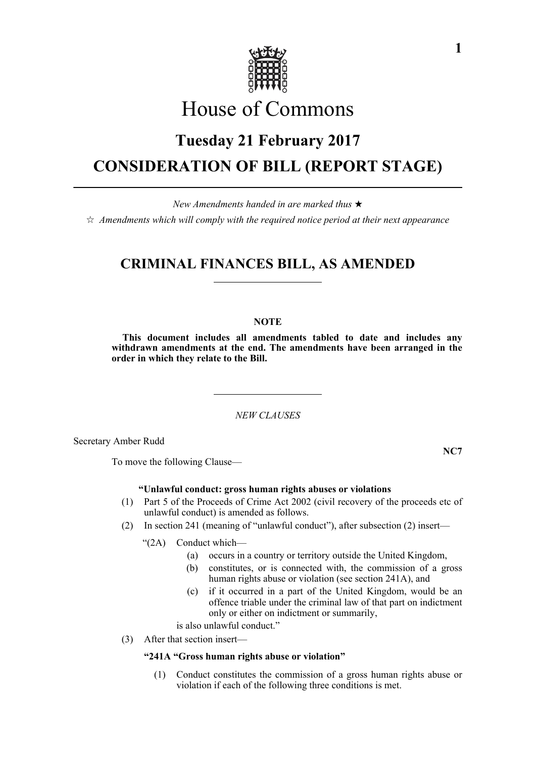# House of Commons

## Tuesday 21 February 2017

## CONSIDERATION OF BILL (REPORT STAGE)

---

*New Amendments handed in are marked thus ★*

*☆ Amendments which will comply with the required notice period at their next appearance*

## CRIMINAL FINANCES BILL, AS AMENDED

---

**NOTE**

**This document includes all amendments tabled to date and includes any withdrawn amendments at the end. The amendments have been arranged in the order in which they relate to the Bill.**

---

*NEW CLAUSES*

Secretary Amber Rudd

**NC7**

To move the following Clause—

**"Unlawful conduct: gross human rights abuses or violations**

(1) Part 5 of the Proceeds of Crime Act 2002 (civil recovery of the proceeds etc of unlawful conduct) is amended as follows.

(2) In section 241 (meaning of "unlawful conduct"), after subsection (2) insert—

"(2A) Conduct which—

(a) occurs in a country or territory outside the United Kingdom,

(b) constitutes, or is connected with, the commission of a gross human rights abuse or violation (see section 241A), and

(c) if it occurred in a part of the United Kingdom, would be an offence triable under the criminal law of that part on indictment only or either on indictment or summarily,

is also unlawful conduct."

(3) After that section insert—

**"241A "Gross human rights abuse or violation"**

(1) Conduct constitutes the commission of a gross human rights abuse or violation if each of the following three conditions is met.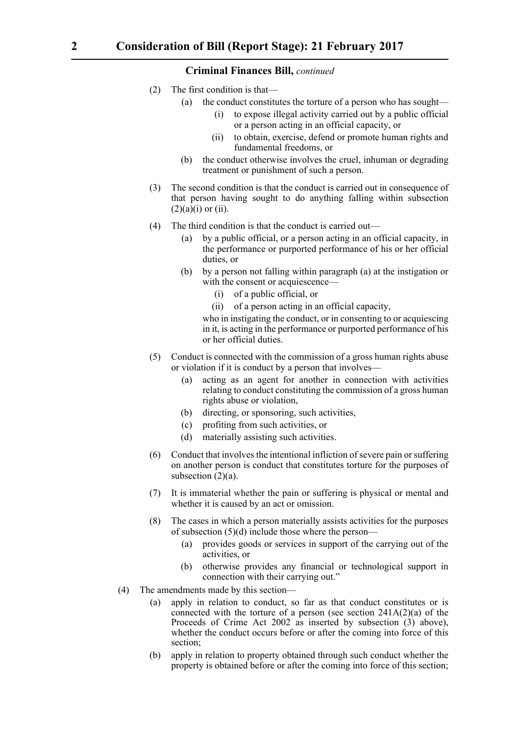**Criminal Finances Bill,** *continued*

(2) The first condition is that—

   (a) the conduct constitutes the torture of a person who has sought—

      (i) to expose illegal activity carried out by a public official or a person acting in an official capacity, or

      (ii) to obtain, exercise, defend or promote human rights and fundamental freedoms, or

   (b) the conduct otherwise involves the cruel, inhuman or degrading treatment or punishment of such a person.

(3) The second condition is that the conduct is carried out in consequence of that person having sought to do anything falling within subsection (2)(a)(i) or (ii).

(4) The third condition is that the conduct is carried out—

   (a) by a public official, or a person acting in an official capacity, in the performance or purported performance of his or her official duties, or

   (b) by a person not falling within paragraph (a) at the instigation or with the consent or acquiescence—

      (i) of a public official, or

      (ii) of a person acting in an official capacity,

   who in instigating the conduct, or in consenting to or acquiescing in it, is acting in the performance or purported performance of his or her official duties.

(5) Conduct is connected with the commission of a gross human rights abuse or violation if it is conduct by a person that involves—

   (a) acting as an agent for another in connection with activities relating to conduct constituting the commission of a gross human rights abuse or violation,

   (b) directing, or sponsoring, such activities,

   (c) profiting from such activities, or

   (d) materially assisting such activities.

(6) Conduct that involves the intentional infliction of severe pain or suffering on another person is conduct that constitutes torture for the purposes of subsection (2)(a).

(7) It is immaterial whether the pain or suffering is physical or mental and whether it is caused by an act or omission.

(8) The cases in which a person materially assists activities for the purposes of subsection (5)(d) include those where the person—

   (a) provides goods or services in support of the carrying out of the activities, or

   (b) otherwise provides any financial or technological support in connection with their carrying out."

(4) The amendments made by this section—

   (a) apply in relation to conduct, so far as that conduct constitutes or is connected with the torture of a person (see section 241A(2)(a) of the Proceeds of Crime Act 2002 as inserted by subsection (3) above), whether the conduct occurs before or after the coming into force of this section;

   (b) apply in relation to property obtained through such conduct whether the property is obtained before or after the coming into force of this section;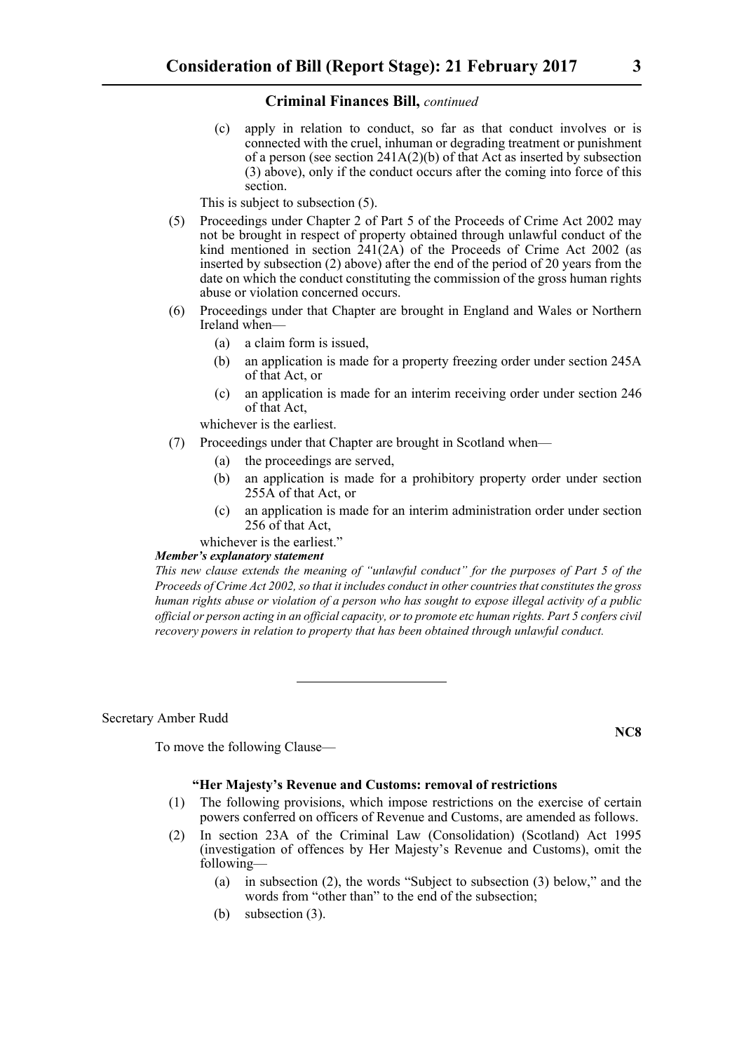**Criminal Finances Bill,** *continued*

(c) apply in relation to conduct, so far as that conduct involves or is connected with the cruel, inhuman or degrading treatment or punishment of a person (see section 241A(2)(b) of that Act as inserted by subsection (3) above), only if the conduct occurs after the coming into force of this section.

This is subject to subsection (5).

(5) Proceedings under Chapter 2 of Part 5 of the Proceeds of Crime Act 2002 may not be brought in respect of property obtained through unlawful conduct of the kind mentioned in section 241(2A) of the Proceeds of Crime Act 2002 (as inserted by subsection (2) above) after the end of the period of 20 years from the date on which the conduct constituting the commission of the gross human rights abuse or violation concerned occurs.

(6) Proceedings under that Chapter are brought in England and Wales or Northern Ireland when—

(a) a claim form is issued,

(b) an application is made for a property freezing order under section 245A of that Act, or

(c) an application is made for an interim receiving order under section 246 of that Act,

whichever is the earliest.

(7) Proceedings under that Chapter are brought in Scotland when—

(a) the proceedings are served,

(b) an application is made for a prohibitory property order under section 255A of that Act, or

(c) an application is made for an interim administration order under section 256 of that Act,

whichever is the earliest."

***Member's explanatory statement***

*This new clause extends the meaning of "unlawful conduct" for the purposes of Part 5 of the Proceeds of Crime Act 2002, so that it includes conduct in other countries that constitutes the gross human rights abuse or violation of a person who has sought to expose illegal activity of a public official or person acting in an official capacity, or to promote etc human rights. Part 5 confers civil recovery powers in relation to property that has been obtained through unlawful conduct.*

---

Secretary Amber Rudd

**NC8**

To move the following Clause—

**"Her Majesty's Revenue and Customs: removal of restrictions**

(1) The following provisions, which impose restrictions on the exercise of certain powers conferred on officers of Revenue and Customs, are amended as follows.

(2) In section 23A of the Criminal Law (Consolidation) (Scotland) Act 1995 (investigation of offences by Her Majesty's Revenue and Customs), omit the following—

(a) in subsection (2), the words "Subject to subsection (3) below," and the words from "other than" to the end of the subsection;

(b) subsection (3).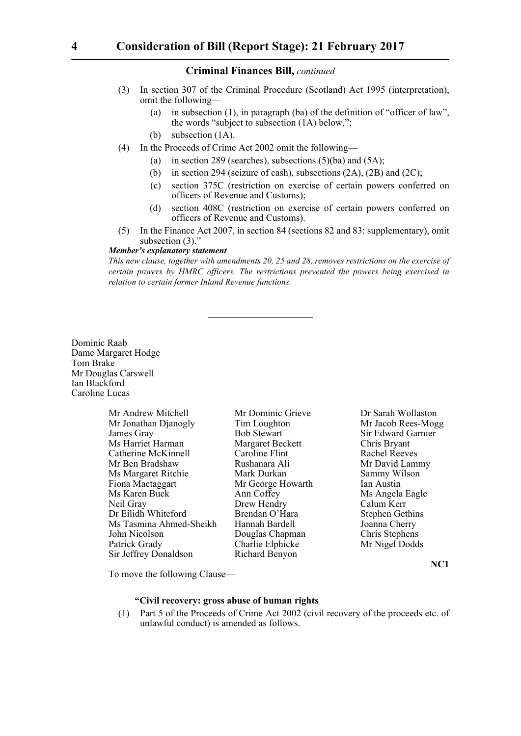**Criminal Finances Bill,** *continued*

(3) In section 307 of the Criminal Procedure (Scotland) Act 1995 (interpretation), omit the following—

(a) in subsection (1), in paragraph (ba) of the definition of "officer of law", the words "subject to subsection (1A) below,";

(b) subsection (1A).

(4) In the Proceeds of Crime Act 2002 omit the following—

(a) in section 289 (searches), subsections (5)(ba) and (5A);

(b) in section 294 (seizure of cash), subsections (2A), (2B) and (2C);

(c) section 375C (restriction on exercise of certain powers conferred on officers of Revenue and Customs);

(d) section 408C (restriction on exercise of certain powers conferred on officers of Revenue and Customs).

(5) In the Finance Act 2007, in section 84 (sections 82 and 83: supplementary), omit subsection (3)."

***Member's explanatory statement***

*This new clause, together with amendments 20, 25 and 28, removes restrictions on the exercise of certain powers by HMRC officers. The restrictions prevented the powers being exercised in relation to certain former Inland Revenue functions.*

---

Dominic Raab
Dame Margaret Hodge
Tom Brake
Mr Douglas Carswell
Ian Blackford
Caroline Lucas

Mr Andrew Mitchell
Mr Jonathan Djanogly
James Gray
Ms Harriet Harman
Catherine McKinnell
Mr Ben Bradshaw
Ms Margaret Ritchie
Fiona Mactaggart
Ms Karen Buck
Neil Gray
Dr Eilidh Whiteford
Ms Tasmina Ahmed-Sheikh
John Nicolson
Patrick Grady
Sir Jeffrey Donaldson
Mr Dominic Grieve
Tim Loughton
Bob Stewart
Margaret Beckett
Caroline Flint
Rushanara Ali
Mark Durkan
Mr George Howarth
Ann Coffey
Drew Hendry
Brendan O'Hara
Hannah Bardell
Douglas Chapman
Charlie Elphicke
Richard Benyon
Dr Sarah Wollaston
Mr Jacob Rees-Mogg
Sir Edward Garnier
Chris Bryant
Rachel Reeves
Mr David Lammy
Sammy Wilson
Ian Austin
Ms Angela Eagle
Calum Kerr
Stephen Gethins
Joanna Cherry
Chris Stephens
Mr Nigel Dodds

**NC1**

To move the following Clause—

**"Civil recovery: gross abuse of human rights**

(1) Part 5 of the Proceeds of Crime Act 2002 (civil recovery of the proceeds etc. of unlawful conduct) is amended as follows.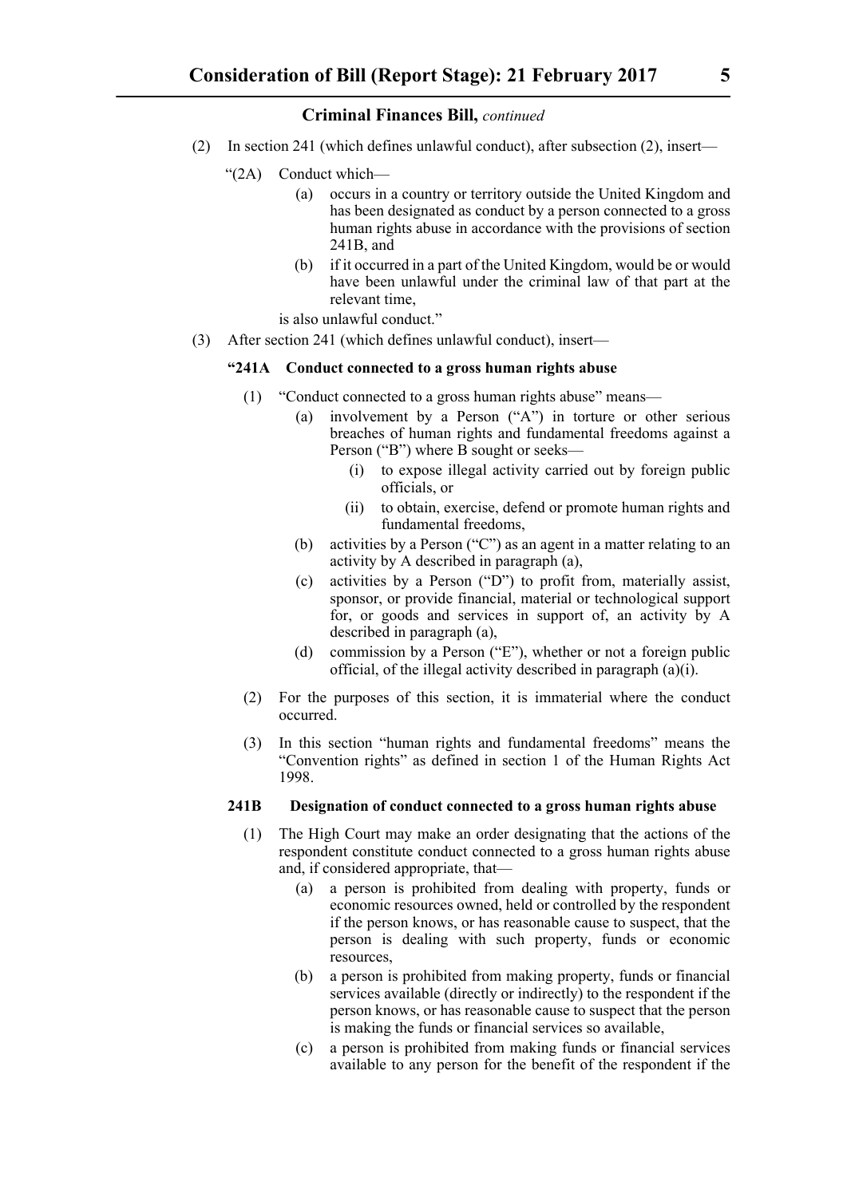**Criminal Finances Bill,** *continued*

(2) In section 241 (which defines unlawful conduct), after subsection (2), insert—

"(2A) Conduct which—

(a) occurs in a country or territory outside the United Kingdom and has been designated as conduct by a person connected to a gross human rights abuse in accordance with the provisions of section 241B, and

(b) if it occurred in a part of the United Kingdom, would be or would have been unlawful under the criminal law of that part at the relevant time,

is also unlawful conduct."

(3) After section 241 (which defines unlawful conduct), insert—

**"241A Conduct connected to a gross human rights abuse**

(1) "Conduct connected to a gross human rights abuse" means—

(a) involvement by a Person ("A") in torture or other serious breaches of human rights and fundamental freedoms against a Person ("B") where B sought or seeks—

(i) to expose illegal activity carried out by foreign public officials, or

(ii) to obtain, exercise, defend or promote human rights and fundamental freedoms,

(b) activities by a Person ("C") as an agent in a matter relating to an activity by A described in paragraph (a),

(c) activities by a Person ("D") to profit from, materially assist, sponsor, or provide financial, material or technological support for, or goods and services in support of, an activity by A described in paragraph (a),

(d) commission by a Person ("E"), whether or not a foreign public official, of the illegal activity described in paragraph (a)(i).

(2) For the purposes of this section, it is immaterial where the conduct occurred.

(3) In this section "human rights and fundamental freedoms" means the "Convention rights" as defined in section 1 of the Human Rights Act 1998.

**241B Designation of conduct connected to a gross human rights abuse**

(1) The High Court may make an order designating that the actions of the respondent constitute conduct connected to a gross human rights abuse and, if considered appropriate, that—

(a) a person is prohibited from dealing with property, funds or economic resources owned, held or controlled by the respondent if the person knows, or has reasonable cause to suspect, that the person is dealing with such property, funds or economic resources,

(b) a person is prohibited from making property, funds or financial services available (directly or indirectly) to the respondent if the person knows, or has reasonable cause to suspect that the person is making the funds or financial services so available,

(c) a person is prohibited from making funds or financial services available to any person for the benefit of the respondent if the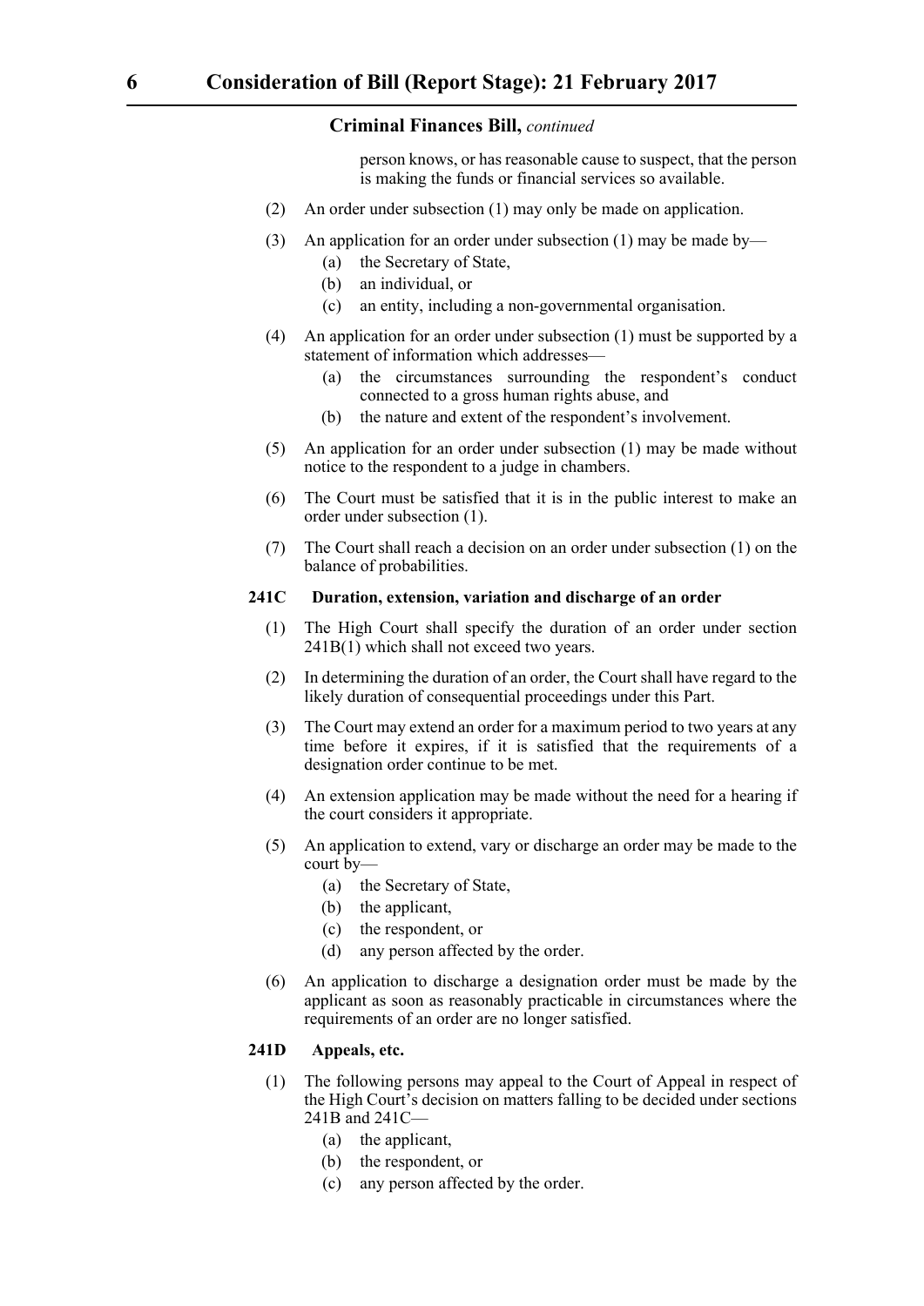person knows, or has reasonable cause to suspect, that the person is making the funds or financial services so available.

(2) An order under subsection (1) may only be made on application.

(3) An application for an order under subsection (1) may be made by—

- (a) the Secretary of State,
- (b) an individual, or
- (c) an entity, including a non-governmental organisation.

(4) An application for an order under subsection (1) must be supported by a statement of information which addresses—

- (a) the circumstances surrounding the respondent's conduct connected to a gross human rights abuse, and
- (b) the nature and extent of the respondent's involvement.

(5) An application for an order under subsection (1) may be made without notice to the respondent to a judge in chambers.

(6) The Court must be satisfied that it is in the public interest to make an order under subsection (1).

(7) The Court shall reach a decision on an order under subsection (1) on the balance of probabilities.

**241C Duration, extension, variation and discharge of an order**

(1) The High Court shall specify the duration of an order under section 241B(1) which shall not exceed two years.

(2) In determining the duration of an order, the Court shall have regard to the likely duration of consequential proceedings under this Part.

(3) The Court may extend an order for a maximum period to two years at any time before it expires, if it is satisfied that the requirements of a designation order continue to be met.

(4) An extension application may be made without the need for a hearing if the court considers it appropriate.

(5) An application to extend, vary or discharge an order may be made to the court by—

- (a) the Secretary of State,
- (b) the applicant,
- (c) the respondent, or
- (d) any person affected by the order.

(6) An application to discharge a designation order must be made by the applicant as soon as reasonably practicable in circumstances where the requirements of an order are no longer satisfied.

**241D Appeals, etc.**

(1) The following persons may appeal to the Court of Appeal in respect of the High Court's decision on matters falling to be decided under sections 241B and 241C—

- (a) the applicant,
- (b) the respondent, or
- (c) any person affected by the order.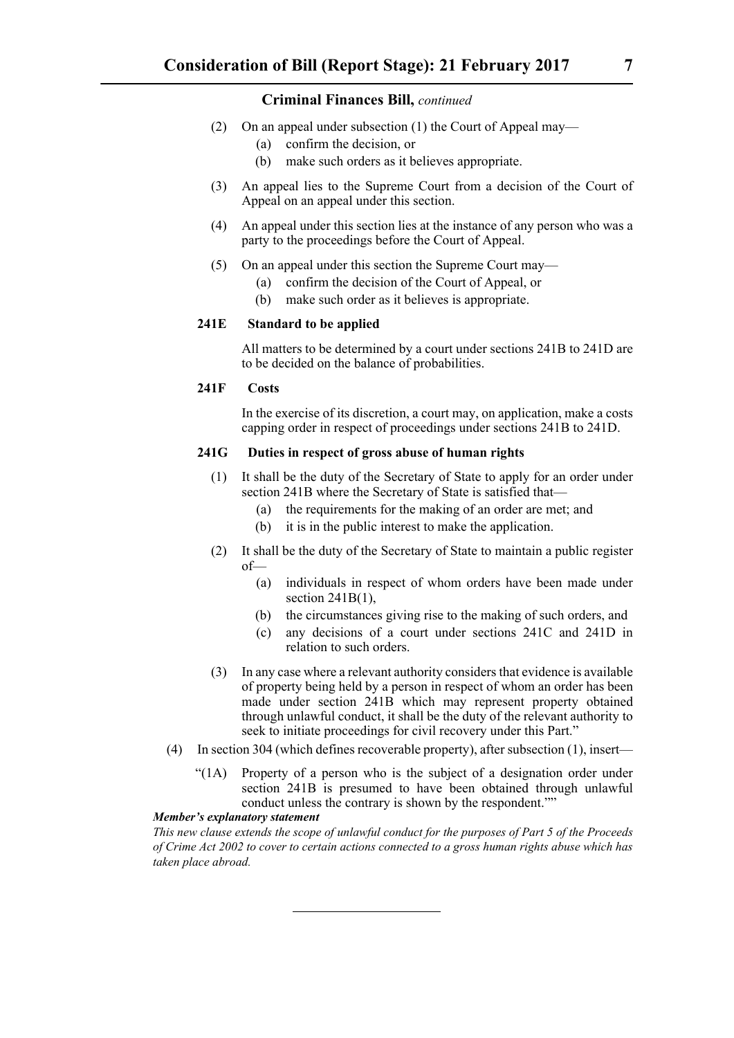(2) On an appeal under subsection (1) the Court of Appeal may—

   (a) confirm the decision, or

   (b) make such orders as it believes appropriate.

(3) An appeal lies to the Supreme Court from a decision of the Court of Appeal on an appeal under this section.

(4) An appeal under this section lies at the instance of any person who was a party to the proceedings before the Court of Appeal.

(5) On an appeal under this section the Supreme Court may—

   (a) confirm the decision of the Court of Appeal, or

   (b) make such order as it believes is appropriate.

**241E Standard to be applied**

All matters to be determined by a court under sections 241B to 241D are to be decided on the balance of probabilities.

**241F Costs**

In the exercise of its discretion, a court may, on application, make a costs capping order in respect of proceedings under sections 241B to 241D.

**241G Duties in respect of gross abuse of human rights**

(1) It shall be the duty of the Secretary of State to apply for an order under section 241B where the Secretary of State is satisfied that—

   (a) the requirements for the making of an order are met; and

   (b) it is in the public interest to make the application.

(2) It shall be the duty of the Secretary of State to maintain a public register of—

   (a) individuals in respect of whom orders have been made under section 241B(1),

   (b) the circumstances giving rise to the making of such orders, and

   (c) any decisions of a court under sections 241C and 241D in relation to such orders.

(3) In any case where a relevant authority considers that evidence is available of property being held by a person in respect of whom an order has been made under section 241B which may represent property obtained through unlawful conduct, it shall be the duty of the relevant authority to seek to initiate proceedings for civil recovery under this Part."

(4) In section 304 (which defines recoverable property), after subsection (1), insert—

   "(1A) Property of a person who is the subject of a designation order under section 241B is presumed to have been obtained through unlawful conduct unless the contrary is shown by the respondent.""

***Member's explanatory statement***

*This new clause extends the scope of unlawful conduct for the purposes of Part 5 of the Proceeds of Crime Act 2002 to cover to certain actions connected to a gross human rights abuse which has taken place abroad.*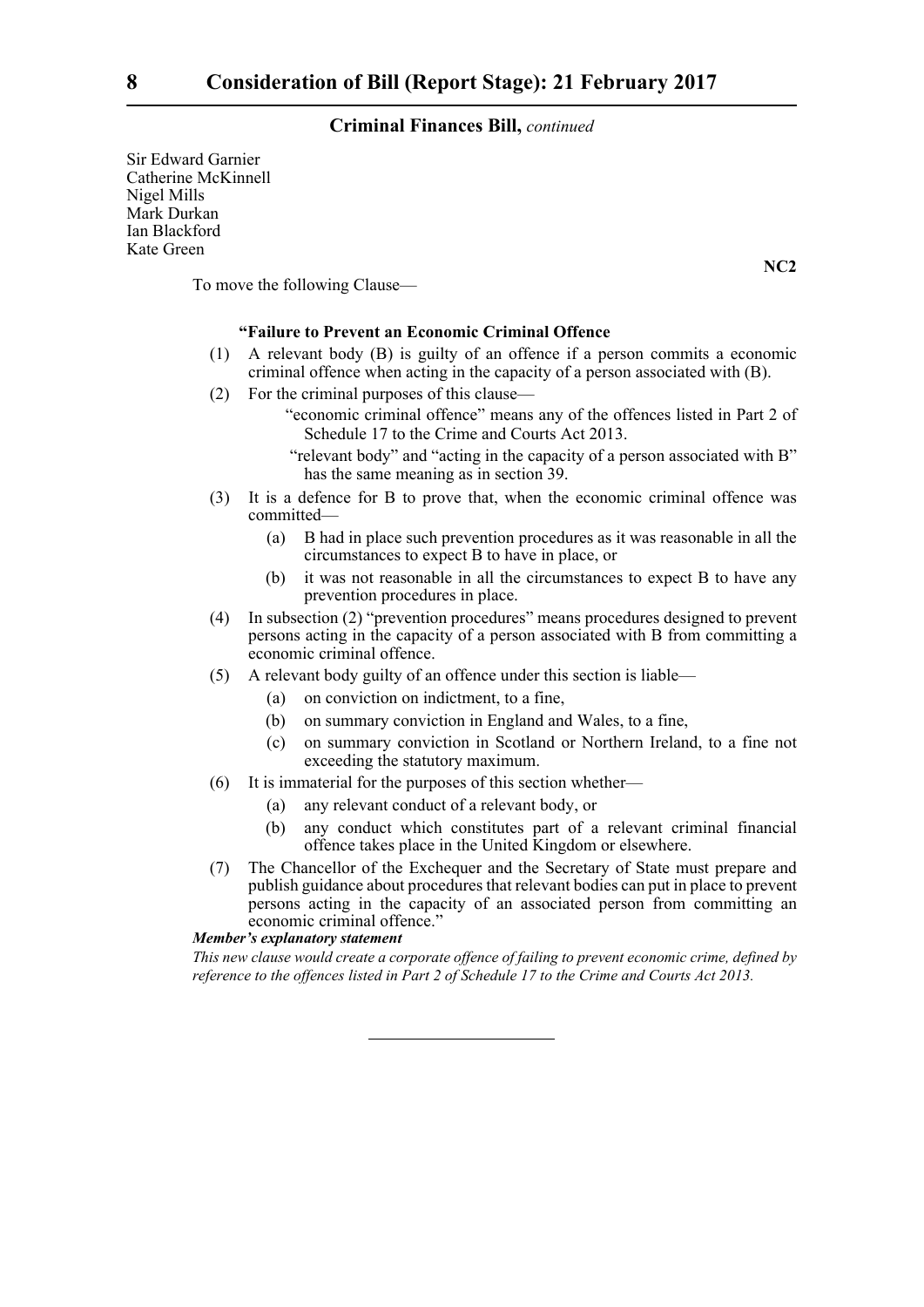Criminal Finances Bill, *continued*

Sir Edward Garnier
Catherine McKinnell
Nigel Mills
Mark Durkan
Ian Blackford
Kate Green

**NC2**

To move the following Clause—

**"Failure to Prevent an Economic Criminal Offence**

(1) A relevant body (B) is guilty of an offence if a person commits a economic criminal offence when acting in the capacity of a person associated with (B).

(2) For the criminal purposes of this clause—

"economic criminal offence" means any of the offences listed in Part 2 of Schedule 17 to the Crime and Courts Act 2013.

"relevant body" and "acting in the capacity of a person associated with B" has the same meaning as in section 39.

(3) It is a defence for B to prove that, when the economic criminal offence was committed—

(a) B had in place such prevention procedures as it was reasonable in all the circumstances to expect B to have in place, or

(b) it was not reasonable in all the circumstances to expect B to have any prevention procedures in place.

(4) In subsection (2) "prevention procedures" means procedures designed to prevent persons acting in the capacity of a person associated with B from committing a economic criminal offence.

(5) A relevant body guilty of an offence under this section is liable—

(a) on conviction on indictment, to a fine,

(b) on summary conviction in England and Wales, to a fine,

(c) on summary conviction in Scotland or Northern Ireland, to a fine not exceeding the statutory maximum.

(6) It is immaterial for the purposes of this section whether—

(a) any relevant conduct of a relevant body, or

(b) any conduct which constitutes part of a relevant criminal financial offence takes place in the United Kingdom or elsewhere.

(7) The Chancellor of the Exchequer and the Secretary of State must prepare and publish guidance about procedures that relevant bodies can put in place to prevent persons acting in the capacity of an associated person from committing an economic criminal offence."

***Member's explanatory statement***

*This new clause would create a corporate offence of failing to prevent economic crime, defined by reference to the offences listed in Part 2 of Schedule 17 to the Crime and Courts Act 2013.*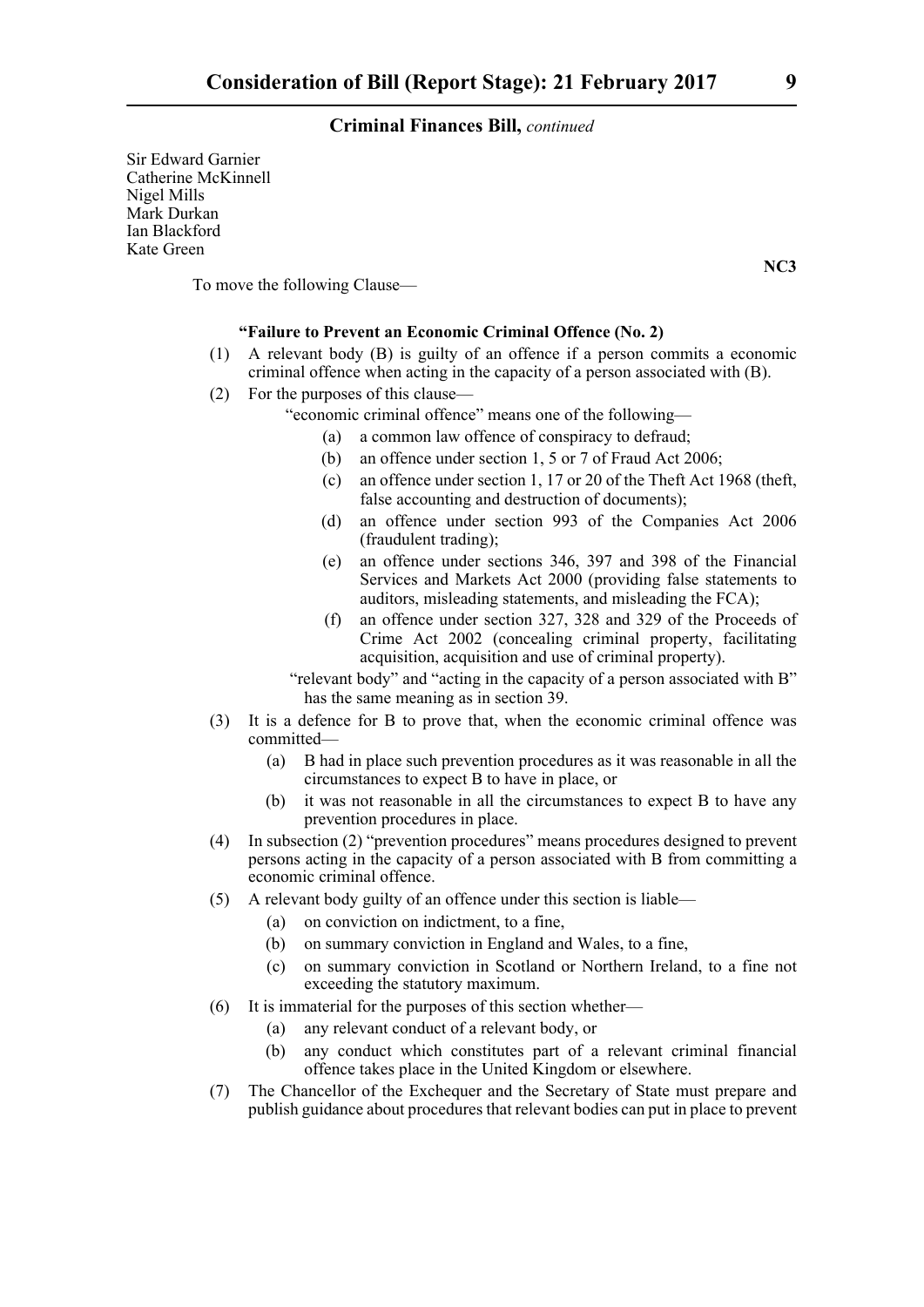**Criminal Finances Bill,** *continued*

Sir Edward Garnier
Catherine McKinnell
Nigel Mills
Mark Durkan
Ian Blackford
Kate Green

**NC3**

To move the following Clause—

**"Failure to Prevent an Economic Criminal Offence (No. 2)**

(1) A relevant body (B) is guilty of an offence if a person commits a economic criminal offence when acting in the capacity of a person associated with (B).

(2) For the purposes of this clause—

"economic criminal offence" means one of the following—

(a) a common law offence of conspiracy to defraud;

(b) an offence under section 1, 5 or 7 of Fraud Act 2006;

(c) an offence under section 1, 17 or 20 of the Theft Act 1968 (theft, false accounting and destruction of documents);

(d) an offence under section 993 of the Companies Act 2006 (fraudulent trading);

(e) an offence under sections 346, 397 and 398 of the Financial Services and Markets Act 2000 (providing false statements to auditors, misleading statements, and misleading the FCA);

(f) an offence under section 327, 328 and 329 of the Proceeds of Crime Act 2002 (concealing criminal property, facilitating acquisition, acquisition and use of criminal property).

"relevant body" and "acting in the capacity of a person associated with B" has the same meaning as in section 39.

(3) It is a defence for B to prove that, when the economic criminal offence was committed—

(a) B had in place such prevention procedures as it was reasonable in all the circumstances to expect B to have in place, or

(b) it was not reasonable in all the circumstances to expect B to have any prevention procedures in place.

(4) In subsection (2) "prevention procedures" means procedures designed to prevent persons acting in the capacity of a person associated with B from committing a economic criminal offence.

(5) A relevant body guilty of an offence under this section is liable—

(a) on conviction on indictment, to a fine,

(b) on summary conviction in England and Wales, to a fine,

(c) on summary conviction in Scotland or Northern Ireland, to a fine not exceeding the statutory maximum.

(6) It is immaterial for the purposes of this section whether—

(a) any relevant conduct of a relevant body, or

(b) any conduct which constitutes part of a relevant criminal financial offence takes place in the United Kingdom or elsewhere.

(7) The Chancellor of the Exchequer and the Secretary of State must prepare and publish guidance about procedures that relevant bodies can put in place to prevent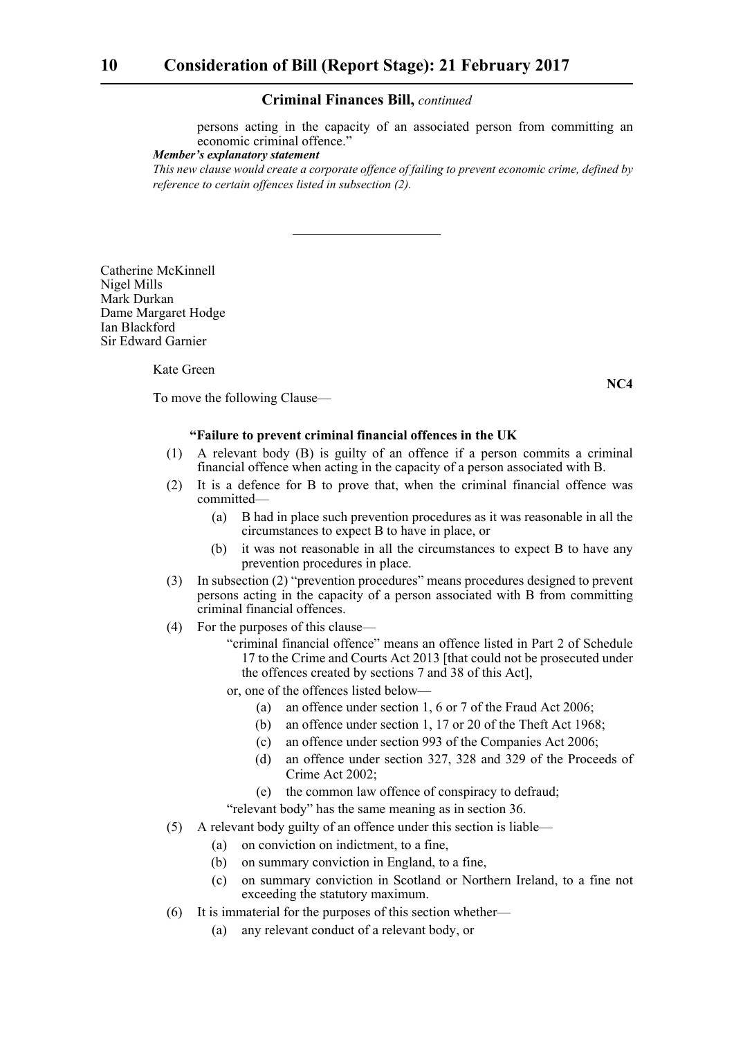persons acting in the capacity of an associated person from committing an economic criminal offence."

***Member's explanatory statement***

*This new clause would create a corporate offence of failing to prevent economic crime, defined by reference to certain offences listed in subsection (2).*

---

Catherine McKinnell
Nigel Mills
Mark Durkan
Dame Margaret Hodge
Ian Blackford
Sir Edward Garnier

Kate Green

**NC4**

To move the following Clause—

**"Failure to prevent criminal financial offences in the UK**

(1) A relevant body (B) is guilty of an offence if a person commits a criminal financial offence when acting in the capacity of a person associated with B.

(2) It is a defence for B to prove that, when the criminal financial offence was committed—

(a) B had in place such prevention procedures as it was reasonable in all the circumstances to expect B to have in place, or

(b) it was not reasonable in all the circumstances to expect B to have any prevention procedures in place.

(3) In subsection (2) "prevention procedures" means procedures designed to prevent persons acting in the capacity of a person associated with B from committing criminal financial offences.

(4) For the purposes of this clause—

"criminal financial offence" means an offence listed in Part 2 of Schedule 17 to the Crime and Courts Act 2013 [that could not be prosecuted under the offences created by sections 7 and 38 of this Act],

or, one of the offences listed below—

(a) an offence under section 1, 6 or 7 of the Fraud Act 2006;

(b) an offence under section 1, 17 or 20 of the Theft Act 1968;

(c) an offence under section 993 of the Companies Act 2006;

(d) an offence under section 327, 328 and 329 of the Proceeds of Crime Act 2002;

(e) the common law offence of conspiracy to defraud;

"relevant body" has the same meaning as in section 36.

(5) A relevant body guilty of an offence under this section is liable—

(a) on conviction on indictment, to a fine,

(b) on summary conviction in England, to a fine,

(c) on summary conviction in Scotland or Northern Ireland, to a fine not exceeding the statutory maximum.

(6) It is immaterial for the purposes of this section whether—

(a) any relevant conduct of a relevant body, or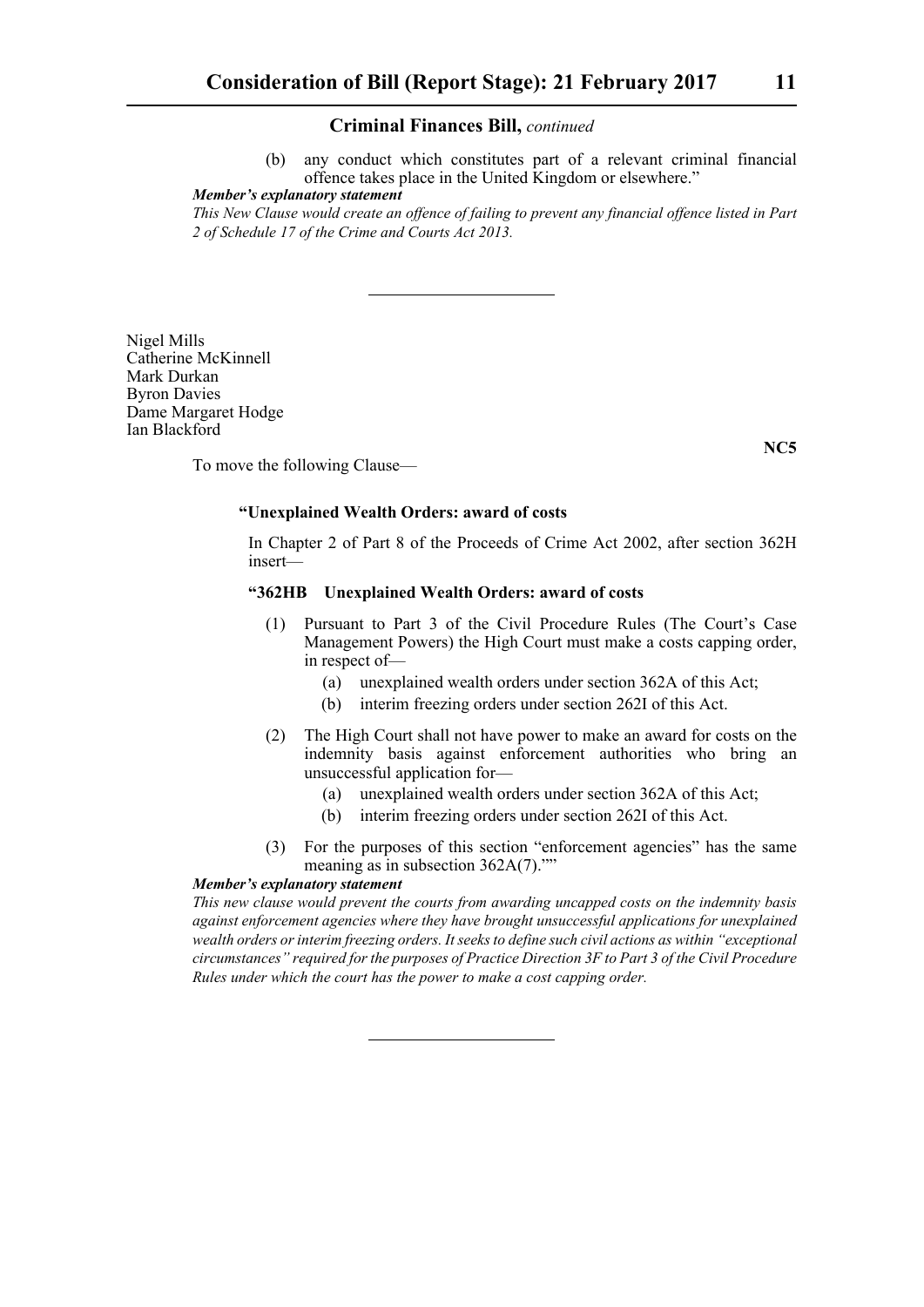**Criminal Finances Bill,** *continued*

(b) any conduct which constitutes part of a relevant criminal financial offence takes place in the United Kingdom or elsewhere."

***Member's explanatory statement***

*This New Clause would create an offence of failing to prevent any financial offence listed in Part 2 of Schedule 17 of the Crime and Courts Act 2013.*

---

Nigel Mills
Catherine McKinnell
Mark Durkan
Byron Davies
Dame Margaret Hodge
Ian Blackford

**NC5**

To move the following Clause—

**"Unexplained Wealth Orders: award of costs**

In Chapter 2 of Part 8 of the Proceeds of Crime Act 2002, after section 362H insert—

**"362HB Unexplained Wealth Orders: award of costs**

(1) Pursuant to Part 3 of the Civil Procedure Rules (The Court's Case Management Powers) the High Court must make a costs capping order, in respect of—

(a) unexplained wealth orders under section 362A of this Act;

(b) interim freezing orders under section 262I of this Act.

(2) The High Court shall not have power to make an award for costs on the indemnity basis against enforcement authorities who bring an unsuccessful application for—

(a) unexplained wealth orders under section 362A of this Act;

(b) interim freezing orders under section 262I of this Act.

(3) For the purposes of this section "enforcement agencies" has the same meaning as in subsection 362A(7).""

***Member's explanatory statement***

*This new clause would prevent the courts from awarding uncapped costs on the indemnity basis against enforcement agencies where they have brought unsuccessful applications for unexplained wealth orders or interim freezing orders. It seeks to define such civil actions as within "exceptional circumstances" required for the purposes of Practice Direction 3F to Part 3 of the Civil Procedure Rules under which the court has the power to make a cost capping order.*

---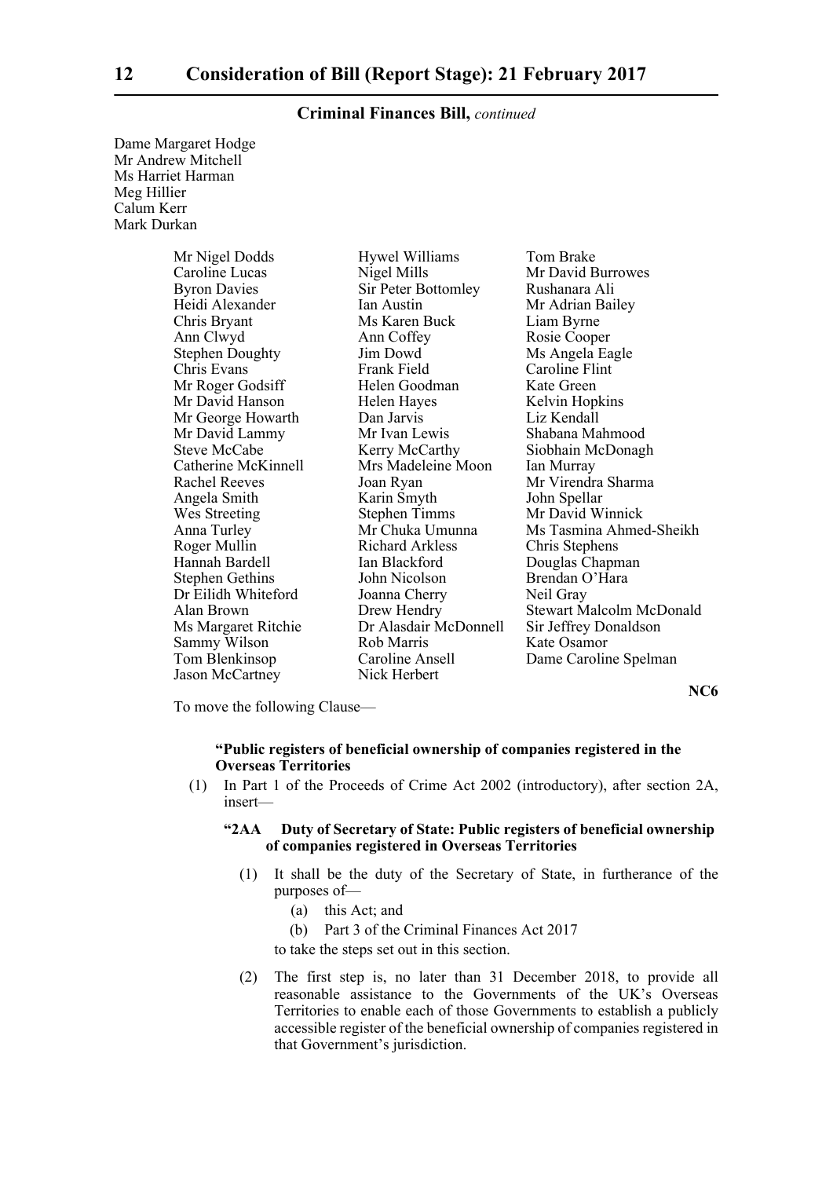**Criminal Finances Bill,** *continued*

Dame Margaret Hodge
Mr Andrew Mitchell
Ms Harriet Harman
Meg Hillier
Calum Kerr
Mark Durkan

| | | |
|---|---|---|
| Mr Nigel Dodds | Hywel Williams | Tom Brake |
| Caroline Lucas | Nigel Mills | Mr David Burrowes |
| Byron Davies | Sir Peter Bottomley | Rushanara Ali |
| Heidi Alexander | Ian Austin | Mr Adrian Bailey |
| Chris Bryant | Ms Karen Buck | Liam Byrne |
| Ann Clwyd | Ann Coffey | Rosie Cooper |
| Stephen Doughty | Jim Dowd | Ms Angela Eagle |
| Chris Evans | Frank Field | Caroline Flint |
| Mr Roger Godsiff | Helen Goodman | Kate Green |
| Mr David Hanson | Helen Hayes | Kelvin Hopkins |
| Mr George Howarth | Dan Jarvis | Liz Kendall |
| Mr David Lammy | Mr Ivan Lewis | Shabana Mahmood |
| Steve McCabe | Kerry McCarthy | Siobhain McDonagh |
| Catherine McKinnell | Mrs Madeleine Moon | Ian Murray |
| Rachel Reeves | Joan Ryan | Mr Virendra Sharma |
| Angela Smith | Karin Smyth | John Spellar |
| Wes Streeting | Stephen Timms | Mr David Winnick |
| Anna Turley | Mr Chuka Umunna | Ms Tasmina Ahmed-Sheikh |
| Roger Mullin | Richard Arkless | Chris Stephens |
| Hannah Bardell | Ian Blackford | Douglas Chapman |
| Stephen Gethins | John Nicolson | Brendan O'Hara |
| Dr Eilidh Whiteford | Joanna Cherry | Neil Gray |
| Alan Brown | Drew Hendry | Stewart Malcolm McDonald |
| Ms Margaret Ritchie | Dr Alasdair McDonnell | Sir Jeffrey Donaldson |
| Sammy Wilson | Rob Marris | Kate Osamor |
| Tom Blenkinsop | Caroline Ansell | Dame Caroline Spelman |
| Jason McCartney | Nick Herbert | |

**NC6**

To move the following Clause—

**"Public registers of beneficial ownership of companies registered in the Overseas Territories**

(1) In Part 1 of the Proceeds of Crime Act 2002 (introductory), after section 2A, insert—

**"2AA Duty of Secretary of State: Public registers of beneficial ownership of companies registered in Overseas Territories**

(1) It shall be the duty of the Secretary of State, in furtherance of the purposes of—

(a) this Act; and

(b) Part 3 of the Criminal Finances Act 2017

to take the steps set out in this section.

(2) The first step is, no later than 31 December 2018, to provide all reasonable assistance to the Governments of the UK's Overseas Territories to enable each of those Governments to establish a publicly accessible register of the beneficial ownership of companies registered in that Government's jurisdiction.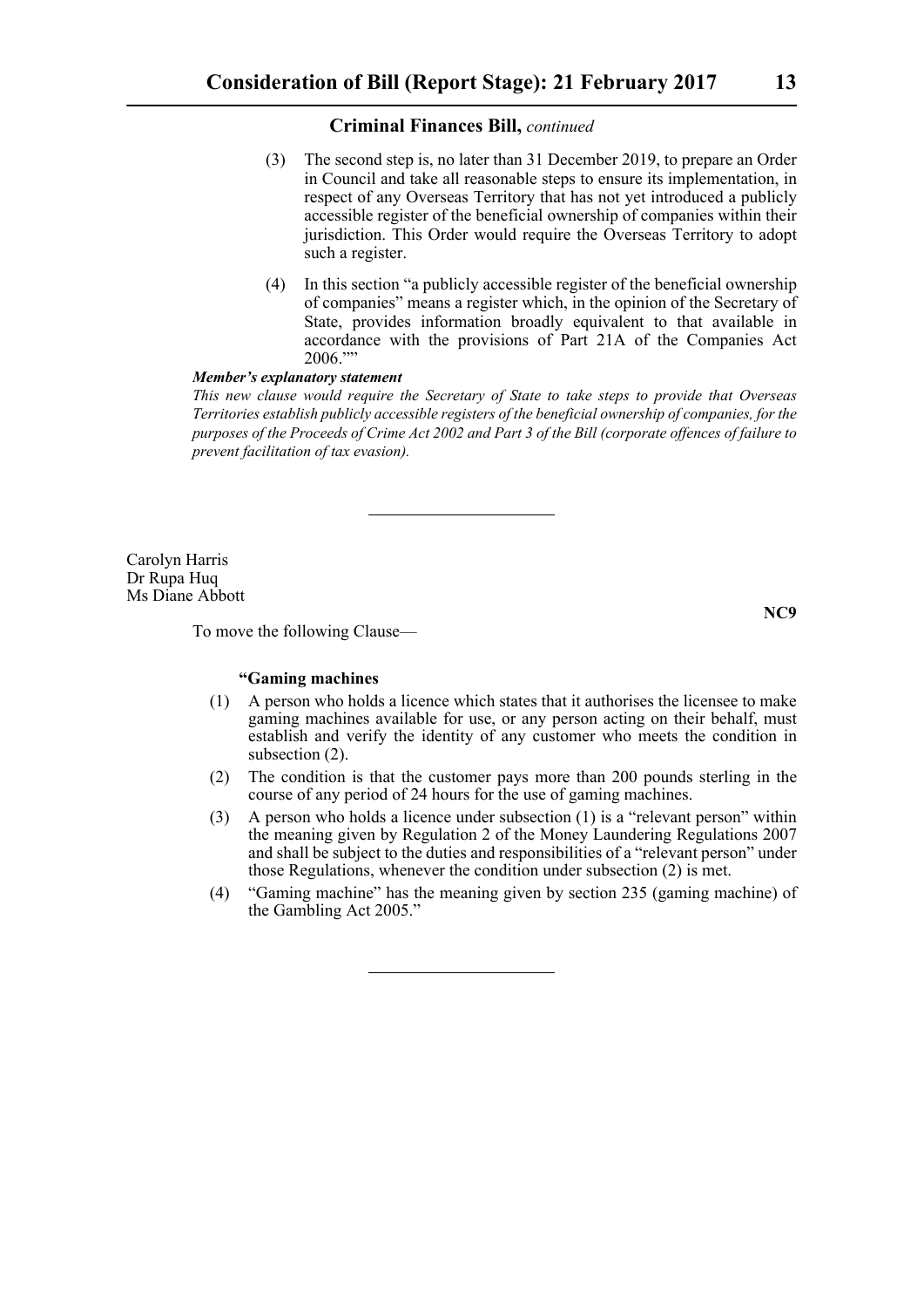**Criminal Finances Bill,** *continued*

(3) The second step is, no later than 31 December 2019, to prepare an Order in Council and take all reasonable steps to ensure its implementation, in respect of any Overseas Territory that has not yet introduced a publicly accessible register of the beneficial ownership of companies within their jurisdiction. This Order would require the Overseas Territory to adopt such a register.

(4) In this section "a publicly accessible register of the beneficial ownership of companies" means a register which, in the opinion of the Secretary of State, provides information broadly equivalent to that available in accordance with the provisions of Part 21A of the Companies Act 2006.""

***Member's explanatory statement***

*This new clause would require the Secretary of State to take steps to provide that Overseas Territories establish publicly accessible registers of the beneficial ownership of companies, for the purposes of the Proceeds of Crime Act 2002 and Part 3 of the Bill (corporate offences of failure to prevent facilitation of tax evasion).*

---

Carolyn Harris
Dr Rupa Huq
Ms Diane Abbott

**NC9**

To move the following Clause—

**"Gaming machines**

(1) A person who holds a licence which states that it authorises the licensee to make gaming machines available for use, or any person acting on their behalf, must establish and verify the identity of any customer who meets the condition in subsection (2).

(2) The condition is that the customer pays more than 200 pounds sterling in the course of any period of 24 hours for the use of gaming machines.

(3) A person who holds a licence under subsection (1) is a "relevant person" within the meaning given by Regulation 2 of the Money Laundering Regulations 2007 and shall be subject to the duties and responsibilities of a "relevant person" under those Regulations, whenever the condition under subsection (2) is met.

(4) "Gaming machine" has the meaning given by section 235 (gaming machine) of the Gambling Act 2005."

---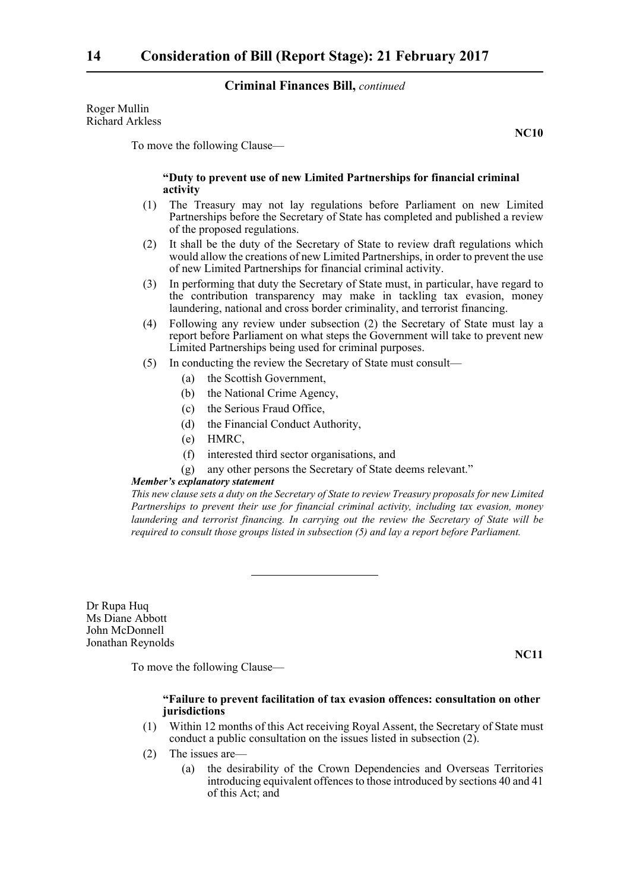Roger Mullin
Richard Arkless

**NC10**

To move the following Clause—

**"Duty to prevent use of new Limited Partnerships for financial criminal activity**

(1) The Treasury may not lay regulations before Parliament on new Limited Partnerships before the Secretary of State has completed and published a review of the proposed regulations.

(2) It shall be the duty of the Secretary of State to review draft regulations which would allow the creations of new Limited Partnerships, in order to prevent the use of new Limited Partnerships for financial criminal activity.

(3) In performing that duty the Secretary of State must, in particular, have regard to the contribution transparency may make in tackling tax evasion, money laundering, national and cross border criminality, and terrorist financing.

(4) Following any review under subsection (2) the Secretary of State must lay a report before Parliament on what steps the Government will take to prevent new Limited Partnerships being used for criminal purposes.

(5) In conducting the review the Secretary of State must consult—

  (a) the Scottish Government,

  (b) the National Crime Agency,

  (c) the Serious Fraud Office,

  (d) the Financial Conduct Authority,

  (e) HMRC,

  (f) interested third sector organisations, and

  (g) any other persons the Secretary of State deems relevant."

***Member's explanatory statement***

*This new clause sets a duty on the Secretary of State to review Treasury proposals for new Limited Partnerships to prevent their use for financial criminal activity, including tax evasion, money laundering and terrorist financing. In carrying out the review the Secretary of State will be required to consult those groups listed in subsection (5) and lay a report before Parliament.*

---

Dr Rupa Huq
Ms Diane Abbott
John McDonnell
Jonathan Reynolds

**NC11**

To move the following Clause—

**"Failure to prevent facilitation of tax evasion offences: consultation on other jurisdictions**

(1) Within 12 months of this Act receiving Royal Assent, the Secretary of State must conduct a public consultation on the issues listed in subsection (2).

(2) The issues are—

  (a) the desirability of the Crown Dependencies and Overseas Territories introducing equivalent offences to those introduced by sections 40 and 41 of this Act; and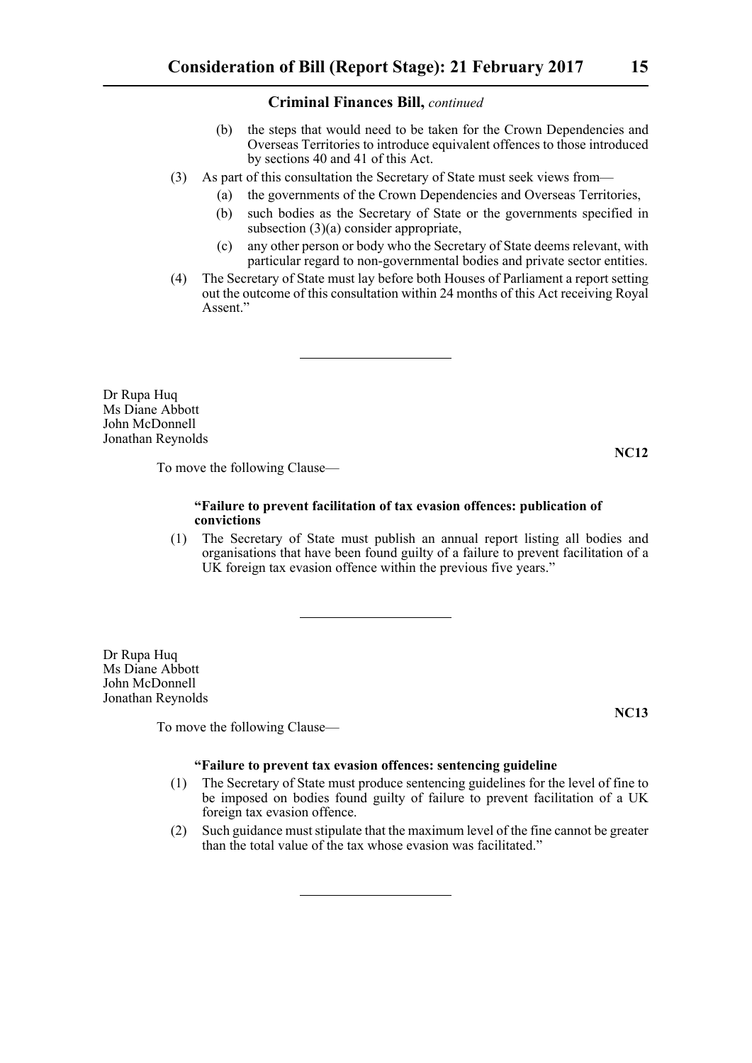**Criminal Finances Bill,** *continued*

- (b) the steps that would need to be taken for the Crown Dependencies and Overseas Territories to introduce equivalent offences to those introduced by sections 40 and 41 of this Act.

(3) As part of this consultation the Secretary of State must seek views from—

- (a) the governments of the Crown Dependencies and Overseas Territories,
- (b) such bodies as the Secretary of State or the governments specified in subsection (3)(a) consider appropriate,
- (c) any other person or body who the Secretary of State deems relevant, with particular regard to non-governmental bodies and private sector entities.

(4) The Secretary of State must lay before both Houses of Parliament a report setting out the outcome of this consultation within 24 months of this Act receiving Royal Assent."

---

Dr Rupa Huq
Ms Diane Abbott
John McDonnell
Jonathan Reynolds

**NC12**

To move the following Clause—

**"Failure to prevent facilitation of tax evasion offences: publication of convictions**

(1) The Secretary of State must publish an annual report listing all bodies and organisations that have been found guilty of a failure to prevent facilitation of a UK foreign tax evasion offence within the previous five years."

---

Dr Rupa Huq
Ms Diane Abbott
John McDonnell
Jonathan Reynolds

**NC13**

To move the following Clause—

**"Failure to prevent tax evasion offences: sentencing guideline**

(1) The Secretary of State must produce sentencing guidelines for the level of fine to be imposed on bodies found guilty of failure to prevent facilitation of a UK foreign tax evasion offence.

(2) Such guidance must stipulate that the maximum level of the fine cannot be greater than the total value of the tax whose evasion was facilitated."

---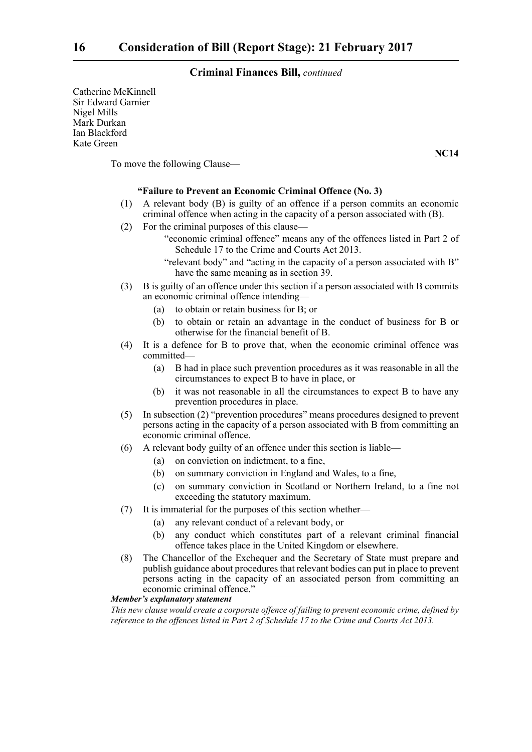Catherine McKinnell
Sir Edward Garnier
Nigel Mills
Mark Durkan
Ian Blackford
Kate Green

**NC14**

To move the following Clause—

**"Failure to Prevent an Economic Criminal Offence (No. 3)**

(1) A relevant body (B) is guilty of an offence if a person commits an economic criminal offence when acting in the capacity of a person associated with (B).

(2) For the criminal purposes of this clause—

"economic criminal offence" means any of the offences listed in Part 2 of Schedule 17 to the Crime and Courts Act 2013.

"relevant body" and "acting in the capacity of a person associated with B" have the same meaning as in section 39.

(3) B is guilty of an offence under this section if a person associated with B commits an economic criminal offence intending—

(a) to obtain or retain business for B; or

(b) to obtain or retain an advantage in the conduct of business for B or otherwise for the financial benefit of B.

(4) It is a defence for B to prove that, when the economic criminal offence was committed—

(a) B had in place such prevention procedures as it was reasonable in all the circumstances to expect B to have in place, or

(b) it was not reasonable in all the circumstances to expect B to have any prevention procedures in place.

(5) In subsection (2) "prevention procedures" means procedures designed to prevent persons acting in the capacity of a person associated with B from committing an economic criminal offence.

(6) A relevant body guilty of an offence under this section is liable—

(a) on conviction on indictment, to a fine,

(b) on summary conviction in England and Wales, to a fine,

(c) on summary conviction in Scotland or Northern Ireland, to a fine not exceeding the statutory maximum.

(7) It is immaterial for the purposes of this section whether—

(a) any relevant conduct of a relevant body, or

(b) any conduct which constitutes part of a relevant criminal financial offence takes place in the United Kingdom or elsewhere.

(8) The Chancellor of the Exchequer and the Secretary of State must prepare and publish guidance about procedures that relevant bodies can put in place to prevent persons acting in the capacity of an associated person from committing an economic criminal offence."

***Member's explanatory statement***

*This new clause would create a corporate offence of failing to prevent economic crime, defined by reference to the offences listed in Part 2 of Schedule 17 to the Crime and Courts Act 2013.*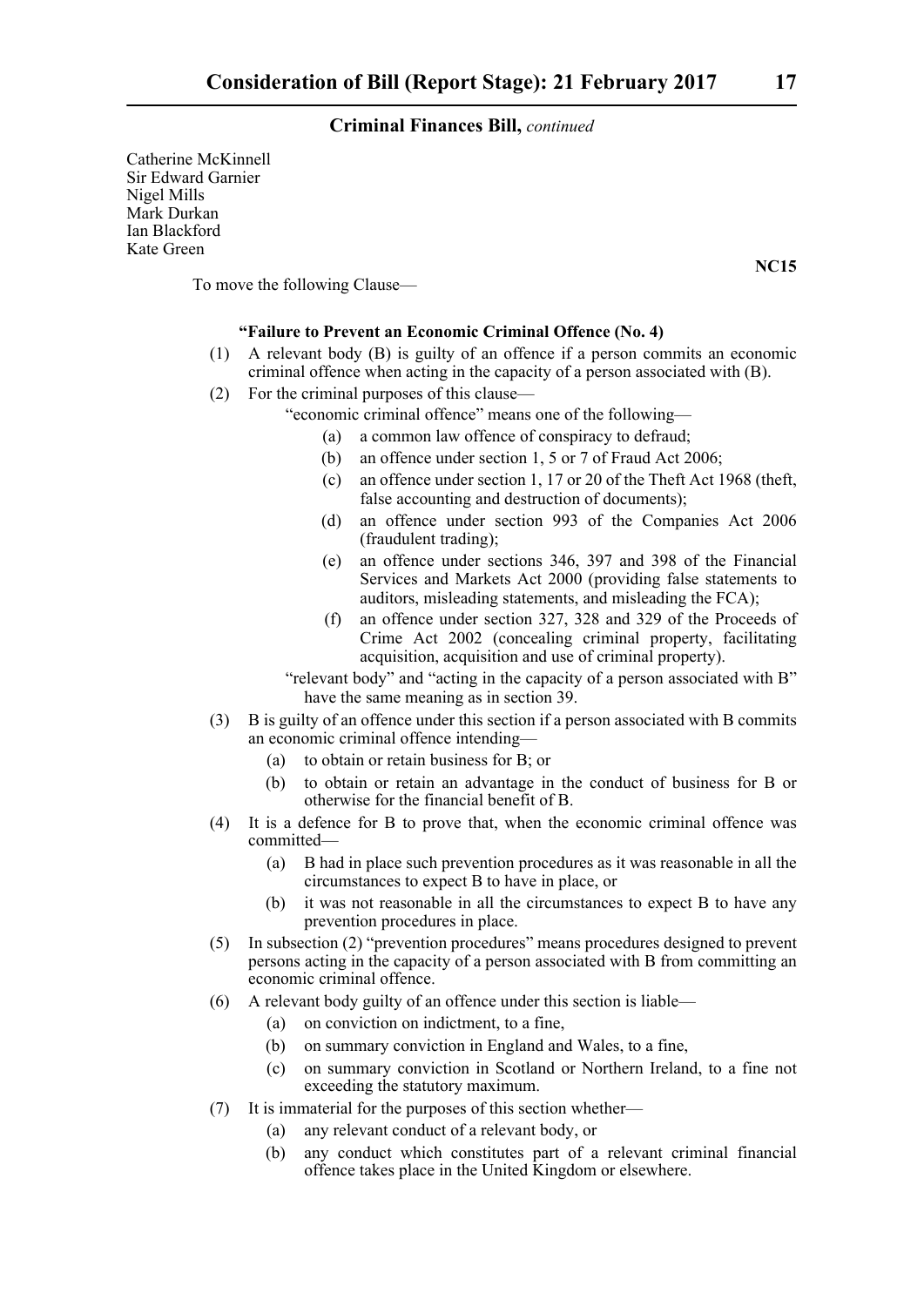Catherine McKinnell
Sir Edward Garnier
Nigel Mills
Mark Durkan
Ian Blackford
Kate Green

**NC15**

To move the following Clause—

**"Failure to Prevent an Economic Criminal Offence (No. 4)**

(1) A relevant body (B) is guilty of an offence if a person commits an economic criminal offence when acting in the capacity of a person associated with (B).

(2) For the criminal purposes of this clause—

"economic criminal offence" means one of the following—

(a) a common law offence of conspiracy to defraud;

(b) an offence under section 1, 5 or 7 of Fraud Act 2006;

(c) an offence under section 1, 17 or 20 of the Theft Act 1968 (theft, false accounting and destruction of documents);

(d) an offence under section 993 of the Companies Act 2006 (fraudulent trading);

(e) an offence under sections 346, 397 and 398 of the Financial Services and Markets Act 2000 (providing false statements to auditors, misleading statements, and misleading the FCA);

(f) an offence under section 327, 328 and 329 of the Proceeds of Crime Act 2002 (concealing criminal property, facilitating acquisition, acquisition and use of criminal property).

"relevant body" and "acting in the capacity of a person associated with B" have the same meaning as in section 39.

(3) B is guilty of an offence under this section if a person associated with B commits an economic criminal offence intending—

(a) to obtain or retain business for B; or

(b) to obtain or retain an advantage in the conduct of business for B or otherwise for the financial benefit of B.

(4) It is a defence for B to prove that, when the economic criminal offence was committed—

(a) B had in place such prevention procedures as it was reasonable in all the circumstances to expect B to have in place, or

(b) it was not reasonable in all the circumstances to expect B to have any prevention procedures in place.

(5) In subsection (2) "prevention procedures" means procedures designed to prevent persons acting in the capacity of a person associated with B from committing an economic criminal offence.

(6) A relevant body guilty of an offence under this section is liable—

(a) on conviction on indictment, to a fine,

(b) on summary conviction in England and Wales, to a fine,

(c) on summary conviction in Scotland or Northern Ireland, to a fine not exceeding the statutory maximum.

(7) It is immaterial for the purposes of this section whether—

(a) any relevant conduct of a relevant body, or

(b) any conduct which constitutes part of a relevant criminal financial offence takes place in the United Kingdom or elsewhere.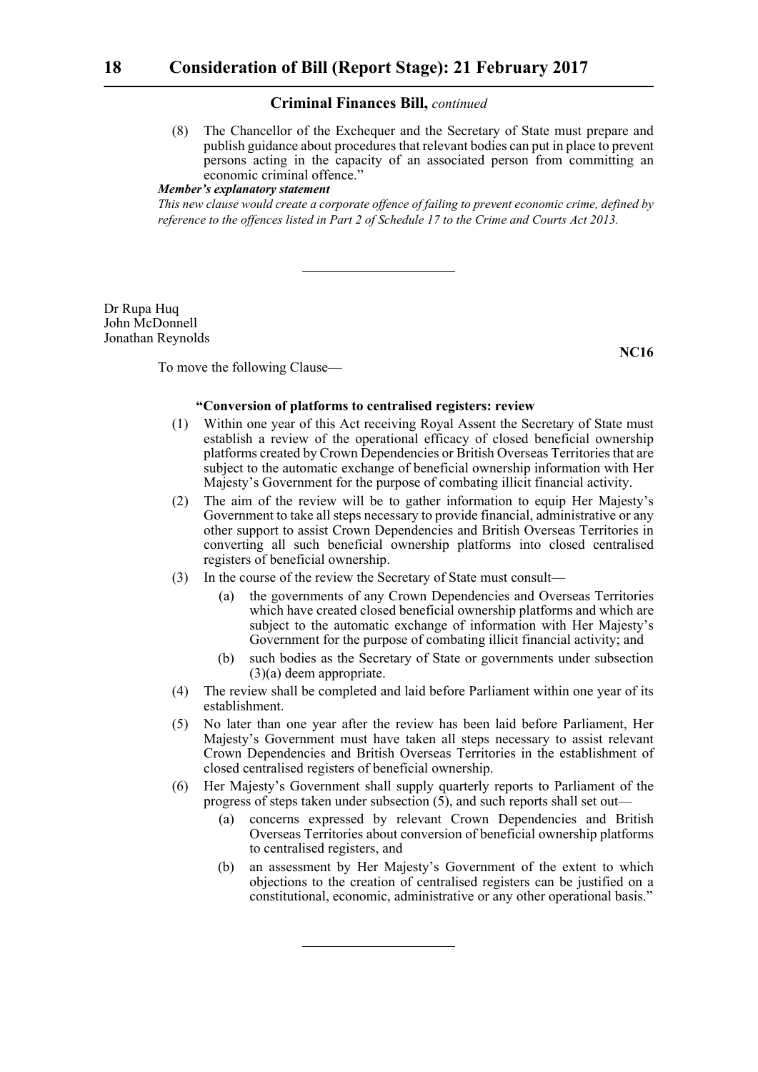(8) The Chancellor of the Exchequer and the Secretary of State must prepare and publish guidance about procedures that relevant bodies can put in place to prevent persons acting in the capacity of an associated person from committing an economic criminal offence."

***Member's explanatory statement***

*This new clause would create a corporate offence of failing to prevent economic crime, defined by reference to the offences listed in Part 2 of Schedule 17 to the Crime and Courts Act 2013.*

---

Dr Rupa Huq
John McDonnell
Jonathan Reynolds

**NC16**

To move the following Clause—

**"Conversion of platforms to centralised registers: review**

(1) Within one year of this Act receiving Royal Assent the Secretary of State must establish a review of the operational efficacy of closed beneficial ownership platforms created by Crown Dependencies or British Overseas Territories that are subject to the automatic exchange of beneficial ownership information with Her Majesty's Government for the purpose of combating illicit financial activity.

(2) The aim of the review will be to gather information to equip Her Majesty's Government to take all steps necessary to provide financial, administrative or any other support to assist Crown Dependencies and British Overseas Territories in converting all such beneficial ownership platforms into closed centralised registers of beneficial ownership.

(3) In the course of the review the Secretary of State must consult—

(a) the governments of any Crown Dependencies and Overseas Territories which have created closed beneficial ownership platforms and which are subject to the automatic exchange of information with Her Majesty's Government for the purpose of combating illicit financial activity; and

(b) such bodies as the Secretary of State or governments under subsection (3)(a) deem appropriate.

(4) The review shall be completed and laid before Parliament within one year of its establishment.

(5) No later than one year after the review has been laid before Parliament, Her Majesty's Government must have taken all steps necessary to assist relevant Crown Dependencies and British Overseas Territories in the establishment of closed centralised registers of beneficial ownership.

(6) Her Majesty's Government shall supply quarterly reports to Parliament of the progress of steps taken under subsection (5), and such reports shall set out—

(a) concerns expressed by relevant Crown Dependencies and British Overseas Territories about conversion of beneficial ownership platforms to centralised registers, and

(b) an assessment by Her Majesty's Government of the extent to which objections to the creation of centralised registers can be justified on a constitutional, economic, administrative or any other operational basis."

---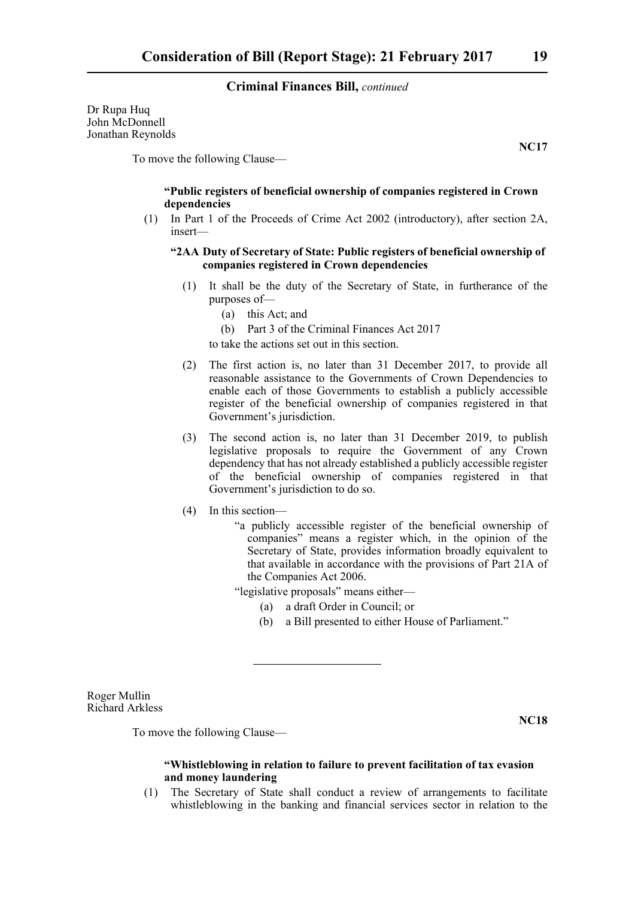Dr Rupa Huq
John McDonnell
Jonathan Reynolds

**NC17**

To move the following Clause—

**"Public registers of beneficial ownership of companies registered in Crown dependencies**

(1) In Part 1 of the Proceeds of Crime Act 2002 (introductory), after section 2A, insert—

**"2AA Duty of Secretary of State: Public registers of beneficial ownership of companies registered in Crown dependencies**

(1) It shall be the duty of the Secretary of State, in furtherance of the purposes of—

(a) this Act; and

(b) Part 3 of the Criminal Finances Act 2017

to take the actions set out in this section.

(2) The first action is, no later than 31 December 2017, to provide all reasonable assistance to the Governments of Crown Dependencies to enable each of those Governments to establish a publicly accessible register of the beneficial ownership of companies registered in that Government's jurisdiction.

(3) The second action is, no later than 31 December 2019, to publish legislative proposals to require the Government of any Crown dependency that has not already established a publicly accessible register of the beneficial ownership of companies registered in that Government's jurisdiction to do so.

(4) In this section—

"a publicly accessible register of the beneficial ownership of companies" means a register which, in the opinion of the Secretary of State, provides information broadly equivalent to that available in accordance with the provisions of Part 21A of the Companies Act 2006.

"legislative proposals" means either—

(a) a draft Order in Council; or

(b) a Bill presented to either House of Parliament."

---

Roger Mullin
Richard Arkless

**NC18**

To move the following Clause—

**"Whistleblowing in relation to failure to prevent facilitation of tax evasion and money laundering**

(1) The Secretary of State shall conduct a review of arrangements to facilitate whistleblowing in the banking and financial services sector in relation to the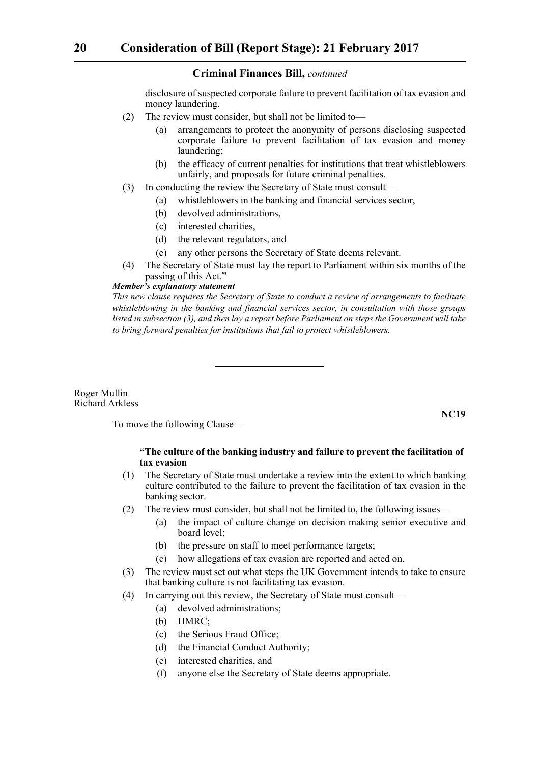disclosure of suspected corporate failure to prevent facilitation of tax evasion and money laundering.

(2) The review must consider, but shall not be limited to—

(a) arrangements to protect the anonymity of persons disclosing suspected corporate failure to prevent facilitation of tax evasion and money laundering;

(b) the efficacy of current penalties for institutions that treat whistleblowers unfairly, and proposals for future criminal penalties.

(3) In conducting the review the Secretary of State must consult—

(a) whistleblowers in the banking and financial services sector,

(b) devolved administrations,

(c) interested charities,

(d) the relevant regulators, and

(e) any other persons the Secretary of State deems relevant.

(4) The Secretary of State must lay the report to Parliament within six months of the passing of this Act."

***Member's explanatory statement***

*This new clause requires the Secretary of State to conduct a review of arrangements to facilitate whistleblowing in the banking and financial services sector, in consultation with those groups listed in subsection (3), and then lay a report before Parliament on steps the Government will take to bring forward penalties for institutions that fail to protect whistleblowers.*

---

Roger Mullin
Richard Arkless

**NC19**

To move the following Clause—

**"The culture of the banking industry and failure to prevent the facilitation of tax evasion**

(1) The Secretary of State must undertake a review into the extent to which banking culture contributed to the failure to prevent the facilitation of tax evasion in the banking sector.

(2) The review must consider, but shall not be limited to, the following issues—

(a) the impact of culture change on decision making senior executive and board level;

(b) the pressure on staff to meet performance targets;

(c) how allegations of tax evasion are reported and acted on.

(3) The review must set out what steps the UK Government intends to take to ensure that banking culture is not facilitating tax evasion.

(4) In carrying out this review, the Secretary of State must consult—

(a) devolved administrations;

(b) HMRC;

(c) the Serious Fraud Office;

(d) the Financial Conduct Authority;

(e) interested charities, and

(f) anyone else the Secretary of State deems appropriate.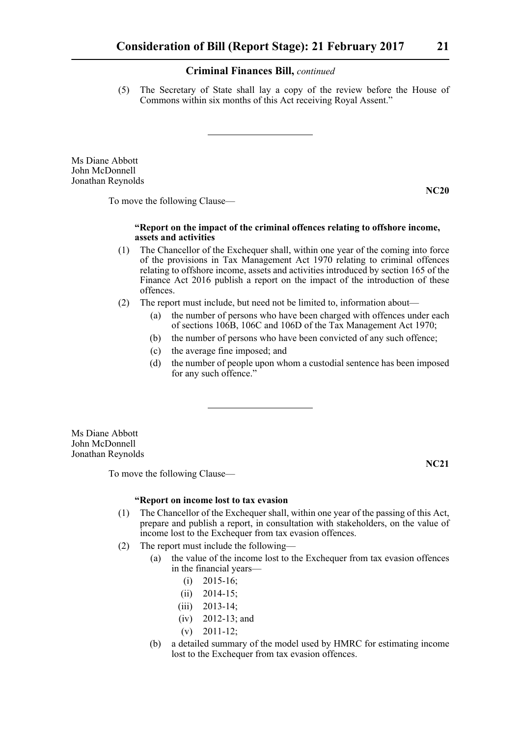(5) The Secretary of State shall lay a copy of the review before the House of Commons within six months of this Act receiving Royal Assent.”

---

Ms Diane Abbott
John McDonnell
Jonathan Reynolds

**NC20**

To move the following Clause—

**“Report on the impact of the criminal offences relating to offshore income, assets and activities**

(1) The Chancellor of the Exchequer shall, within one year of the coming into force of the provisions in Tax Management Act 1970 relating to criminal offences relating to offshore income, assets and activities introduced by section 165 of the Finance Act 2016 publish a report on the impact of the introduction of these offences.

(2) The report must include, but need not be limited to, information about—

   (a) the number of persons who have been charged with offences under each of sections 106B, 106C and 106D of the Tax Management Act 1970;

   (b) the number of persons who have been convicted of any such offence;

   (c) the average fine imposed; and

   (d) the number of people upon whom a custodial sentence has been imposed for any such offence.”

---

Ms Diane Abbott
John McDonnell
Jonathan Reynolds

**NC21**

To move the following Clause—

**“Report on income lost to tax evasion**

(1) The Chancellor of the Exchequer shall, within one year of the passing of this Act, prepare and publish a report, in consultation with stakeholders, on the value of income lost to the Exchequer from tax evasion offences.

(2) The report must include the following—

   (a) the value of the income lost to the Exchequer from tax evasion offences in the financial years—

      (i) 2015-16;

      (ii) 2014-15;

      (iii) 2013-14;

      (iv) 2012-13; and

      (v) 2011-12;

   (b) a detailed summary of the model used by HMRC for estimating income lost to the Exchequer from tax evasion offences.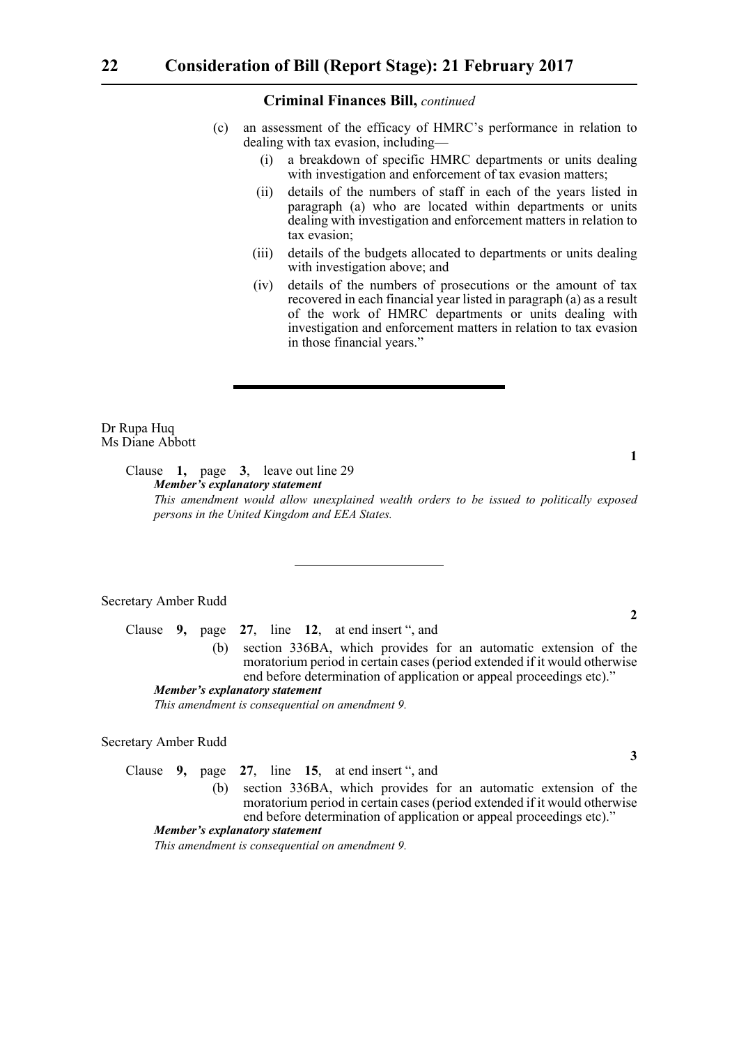**Criminal Finances Bill,** *continued*

(c) an assessment of the efficacy of HMRC's performance in relation to dealing with tax evasion, including—

(i) a breakdown of specific HMRC departments or units dealing with investigation and enforcement of tax evasion matters;

(ii) details of the numbers of staff in each of the years listed in paragraph (a) who are located within departments or units dealing with investigation and enforcement matters in relation to tax evasion;

(iii) details of the budgets allocated to departments or units dealing with investigation above; and

(iv) details of the numbers of prosecutions or the amount of tax recovered in each financial year listed in paragraph (a) as a result of the work of HMRC departments or units dealing with investigation and enforcement matters in relation to tax evasion in those financial years."

---

Dr Rupa Huq
Ms Diane Abbott

**1**

Clause **1,** page **3**, leave out line 29

***Member's explanatory statement***

*This amendment would allow unexplained wealth orders to be issued to politically exposed persons in the United Kingdom and EEA States.*

---

Secretary Amber Rudd

**2**

Clause **9,** page **27**, line **12**, at end insert ", and

(b) section 336BA, which provides for an automatic extension of the moratorium period in certain cases (period extended if it would otherwise end before determination of application or appeal proceedings etc)."

***Member's explanatory statement***

*This amendment is consequential on amendment 9.*

Secretary Amber Rudd

**3**

Clause **9,** page **27**, line **15**, at end insert ", and

(b) section 336BA, which provides for an automatic extension of the moratorium period in certain cases (period extended if it would otherwise end before determination of application or appeal proceedings etc)."

***Member's explanatory statement***

*This amendment is consequential on amendment 9.*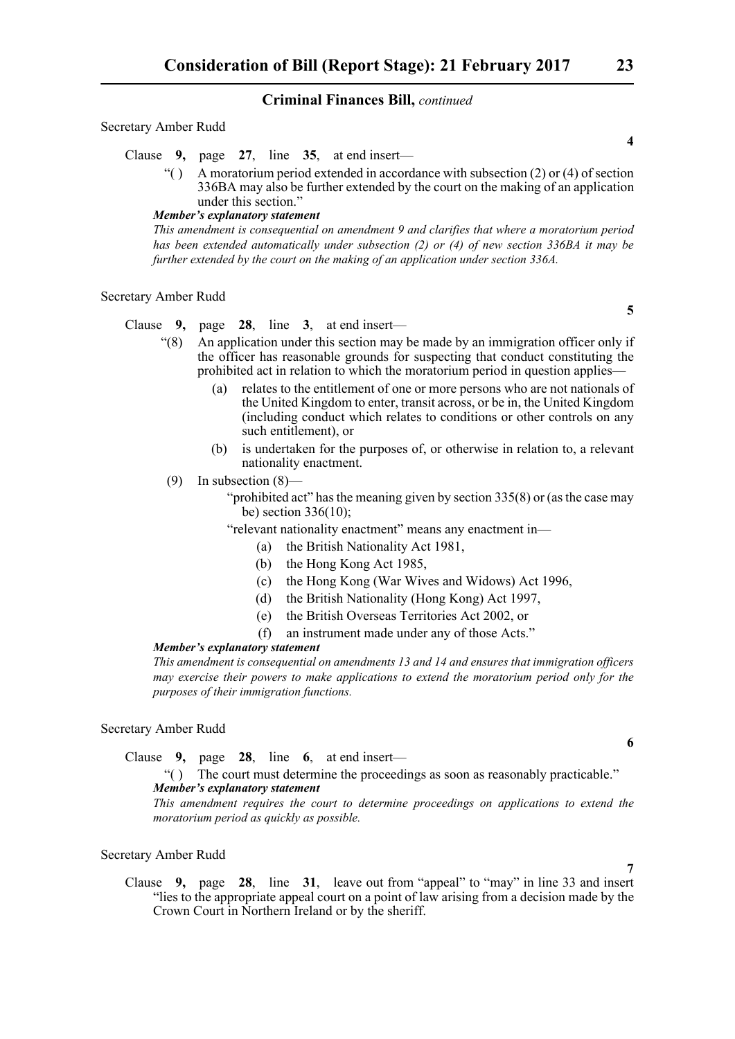**Criminal Finances Bill,** *continued*

Secretary Amber Rudd

**4**

Clause **9,** page **27**, line **35**, at end insert—

"( ) A moratorium period extended in accordance with subsection (2) or (4) of section 336BA may also be further extended by the court on the making of an application under this section."

***Member's explanatory statement***

*This amendment is consequential on amendment 9 and clarifies that where a moratorium period has been extended automatically under subsection (2) or (4) of new section 336BA it may be further extended by the court on the making of an application under section 336A.*

Secretary Amber Rudd

**5**

Clause **9,** page **28**, line **3**, at end insert—

"(8) An application under this section may be made by an immigration officer only if the officer has reasonable grounds for suspecting that conduct constituting the prohibited act in relation to which the moratorium period in question applies—

(a) relates to the entitlement of one or more persons who are not nationals of the United Kingdom to enter, transit across, or be in, the United Kingdom (including conduct which relates to conditions or other controls on any such entitlement), or

(b) is undertaken for the purposes of, or otherwise in relation to, a relevant nationality enactment.

(9) In subsection (8)—

"prohibited act" has the meaning given by section 335(8) or (as the case may be) section 336(10);

"relevant nationality enactment" means any enactment in—

(a) the British Nationality Act 1981,

(b) the Hong Kong Act 1985,

(c) the Hong Kong (War Wives and Widows) Act 1996,

(d) the British Nationality (Hong Kong) Act 1997,

(e) the British Overseas Territories Act 2002, or

(f) an instrument made under any of those Acts."

***Member's explanatory statement***

*This amendment is consequential on amendments 13 and 14 and ensures that immigration officers may exercise their powers to make applications to extend the moratorium period only for the purposes of their immigration functions.*

Secretary Amber Rudd

**6**

Clause **9,** page **28**, line **6**, at end insert—

"( ) The court must determine the proceedings as soon as reasonably practicable."

***Member's explanatory statement***

*This amendment requires the court to determine proceedings on applications to extend the moratorium period as quickly as possible.*

Secretary Amber Rudd

**7**

Clause **9,** page **28**, line **31**, leave out from "appeal" to "may" in line 33 and insert "lies to the appropriate appeal court on a point of law arising from a decision made by the Crown Court in Northern Ireland or by the sheriff.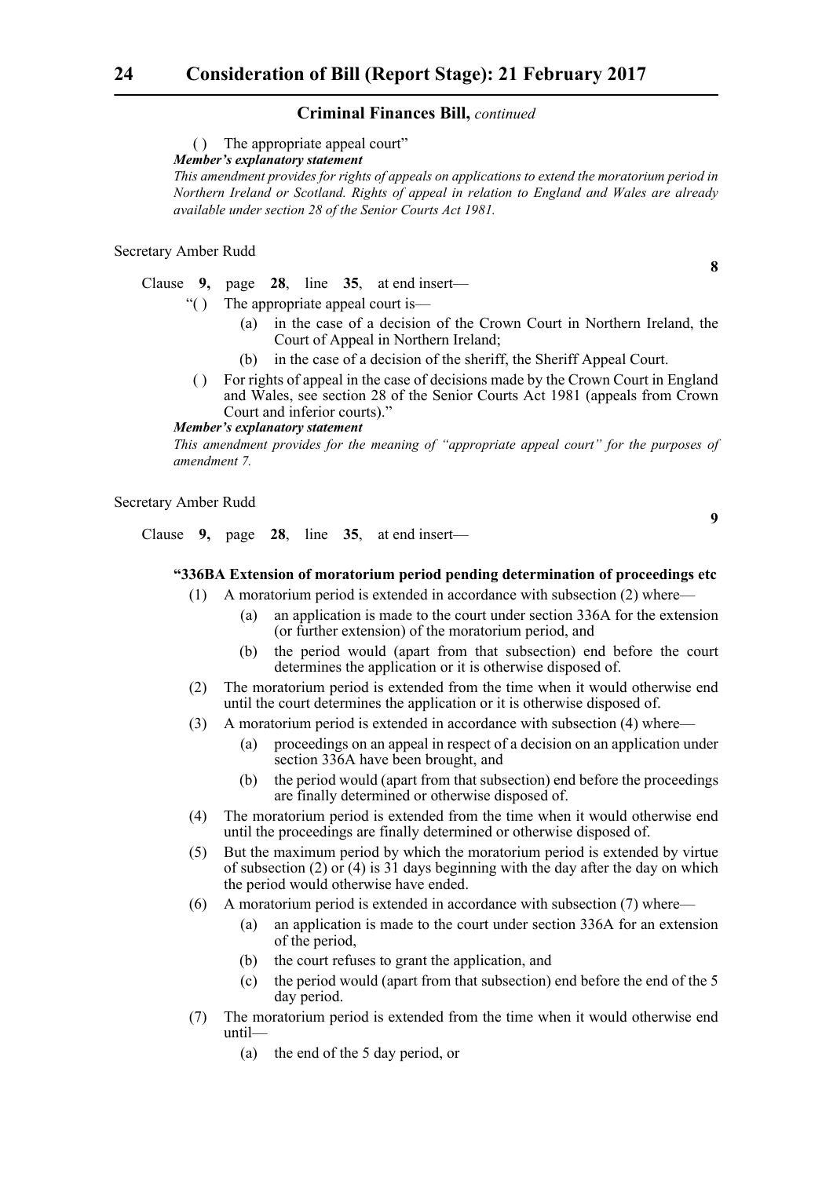( ) The appropriate appeal court"

***Member's explanatory statement***

*This amendment provides for rights of appeals on applications to extend the moratorium period in Northern Ireland or Scotland. Rights of appeal in relation to England and Wales are already available under section 28 of the Senior Courts Act 1981.*

Secretary Amber Rudd

**8**

Clause **9,** page **28**, line **35**, at end insert—

"( ) The appropriate appeal court is—

(a) in the case of a decision of the Crown Court in Northern Ireland, the Court of Appeal in Northern Ireland;

(b) in the case of a decision of the sheriff, the Sheriff Appeal Court.

( ) For rights of appeal in the case of decisions made by the Crown Court in England and Wales, see section 28 of the Senior Courts Act 1981 (appeals from Crown Court and inferior courts)."

***Member's explanatory statement***

*This amendment provides for the meaning of "appropriate appeal court" for the purposes of amendment 7.*

Secretary Amber Rudd

**9**

Clause **9,** page **28**, line **35**, at end insert—

**"336BA Extension of moratorium period pending determination of proceedings etc**

(1) A moratorium period is extended in accordance with subsection (2) where—

(a) an application is made to the court under section 336A for the extension (or further extension) of the moratorium period, and

(b) the period would (apart from that subsection) end before the court determines the application or it is otherwise disposed of.

(2) The moratorium period is extended from the time when it would otherwise end until the court determines the application or it is otherwise disposed of.

(3) A moratorium period is extended in accordance with subsection (4) where—

(a) proceedings on an appeal in respect of a decision on an application under section 336A have been brought, and

(b) the period would (apart from that subsection) end before the proceedings are finally determined or otherwise disposed of.

(4) The moratorium period is extended from the time when it would otherwise end until the proceedings are finally determined or otherwise disposed of.

(5) But the maximum period by which the moratorium period is extended by virtue of subsection (2) or (4) is 31 days beginning with the day after the day on which the period would otherwise have ended.

(6) A moratorium period is extended in accordance with subsection (7) where—

(a) an application is made to the court under section 336A for an extension of the period,

(b) the court refuses to grant the application, and

(c) the period would (apart from that subsection) end before the end of the 5 day period.

(7) The moratorium period is extended from the time when it would otherwise end until—

(a) the end of the 5 day period, or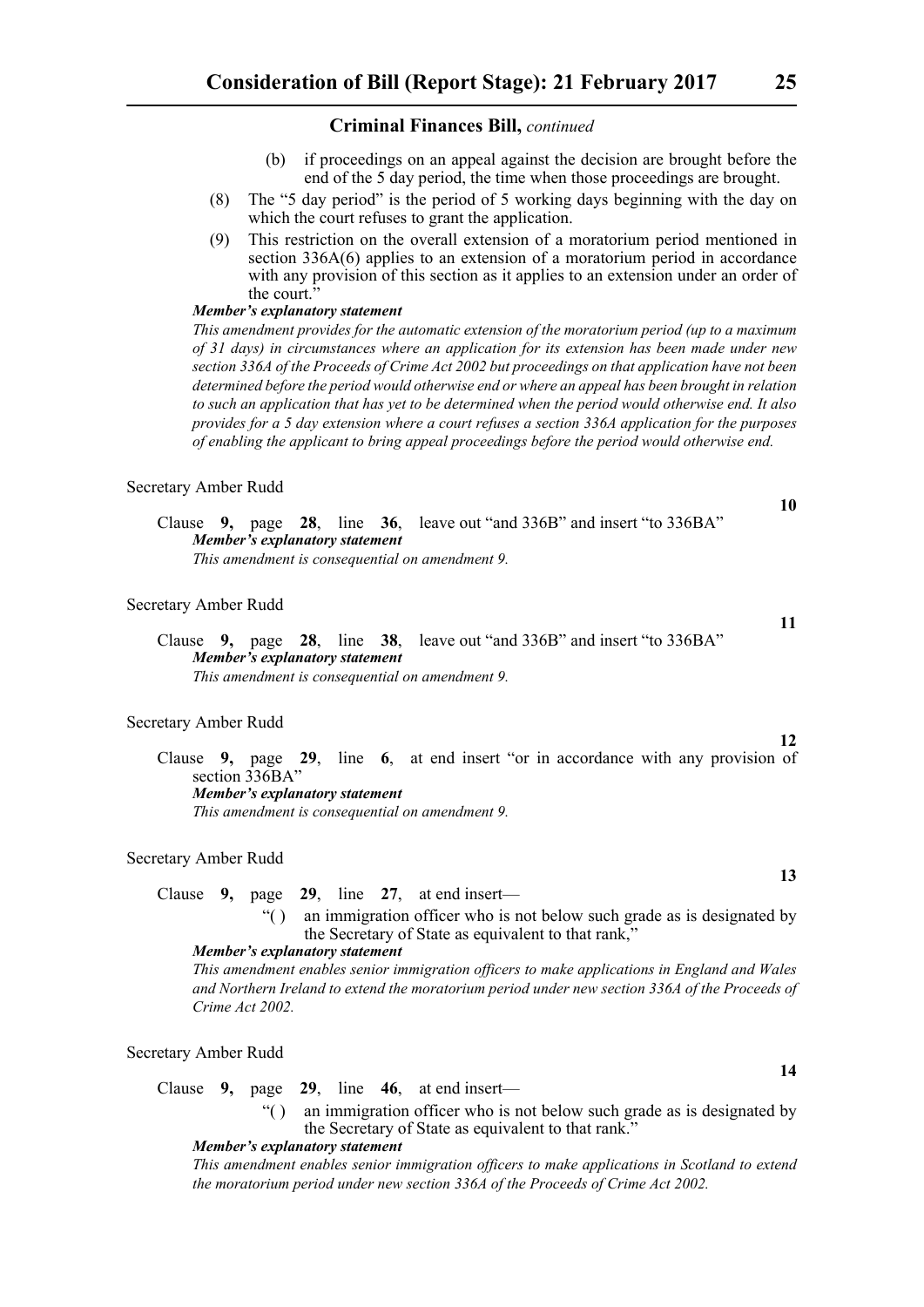(b) if proceedings on an appeal against the decision are brought before the end of the 5 day period, the time when those proceedings are brought.

(8) The "5 day period" is the period of 5 working days beginning with the day on which the court refuses to grant the application.

(9) This restriction on the overall extension of a moratorium period mentioned in section 336A(6) applies to an extension of a moratorium period in accordance with any provision of this section as it applies to an extension under an order of the court."

***Member's explanatory statement***

*This amendment provides for the automatic extension of the moratorium period (up to a maximum of 31 days) in circumstances where an application for its extension has been made under new section 336A of the Proceeds of Crime Act 2002 but proceedings on that application have not been determined before the period would otherwise end or where an appeal has been brought in relation to such an application that has yet to be determined when the period would otherwise end. It also provides for a 5 day extension where a court refuses a section 336A application for the purposes of enabling the applicant to bring appeal proceedings before the period would otherwise end.*

Secretary Amber Rudd

**10**

Clause **9,** page **28**, line **36**, leave out "and 336B" and insert "to 336BA"

***Member's explanatory statement***

*This amendment is consequential on amendment 9.*

Secretary Amber Rudd

**11**

Clause **9,** page **28**, line **38**, leave out "and 336B" and insert "to 336BA"

***Member's explanatory statement***

*This amendment is consequential on amendment 9.*

Secretary Amber Rudd

**12**

Clause **9,** page **29**, line **6**, at end insert "or in accordance with any provision of section 336BA"

***Member's explanatory statement***

*This amendment is consequential on amendment 9.*

Secretary Amber Rudd

**13**

Clause **9,** page **29**, line **27**, at end insert—

"( ) an immigration officer who is not below such grade as is designated by the Secretary of State as equivalent to that rank,"

***Member's explanatory statement***

*This amendment enables senior immigration officers to make applications in England and Wales and Northern Ireland to extend the moratorium period under new section 336A of the Proceeds of Crime Act 2002.*

Secretary Amber Rudd

**14**

Clause **9,** page **29**, line **46**, at end insert—

"( ) an immigration officer who is not below such grade as is designated by the Secretary of State as equivalent to that rank."

***Member's explanatory statement***

*This amendment enables senior immigration officers to make applications in Scotland to extend the moratorium period under new section 336A of the Proceeds of Crime Act 2002.*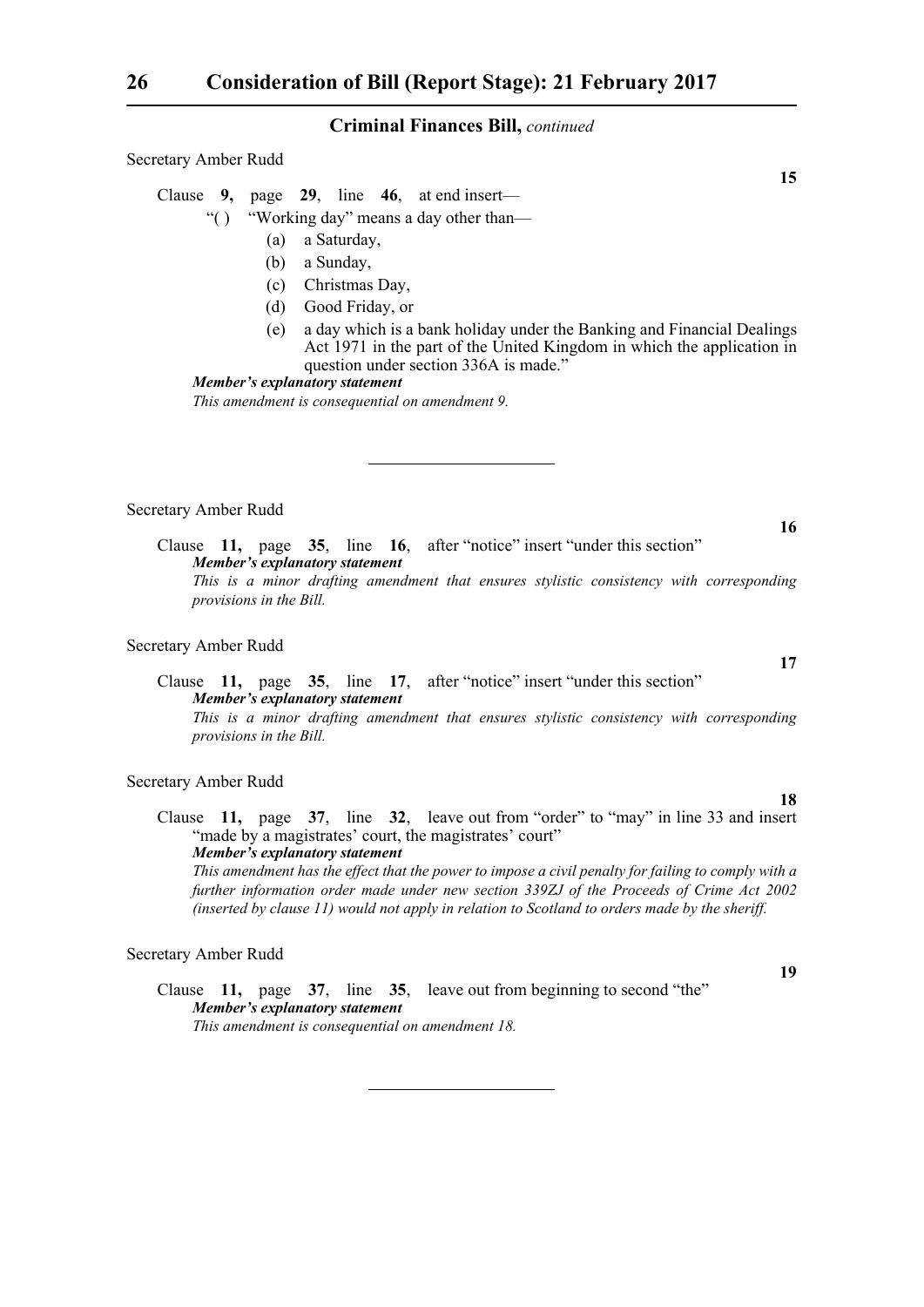**Criminal Finances Bill,** *continued*

Secretary Amber Rudd

**15**

Clause **9,** page **29**, line **46**, at end insert—

"( ) "Working day" means a day other than—

(a) a Saturday,

(b) a Sunday,

(c) Christmas Day,

(d) Good Friday, or

(e) a day which is a bank holiday under the Banking and Financial Dealings Act 1971 in the part of the United Kingdom in which the application in question under section 336A is made."

***Member's explanatory statement***

*This amendment is consequential on amendment 9.*

---

Secretary Amber Rudd

**16**

Clause **11,** page **35**, line **16**, after "notice" insert "under this section"

***Member's explanatory statement***

*This is a minor drafting amendment that ensures stylistic consistency with corresponding provisions in the Bill.*

Secretary Amber Rudd

**17**

Clause **11,** page **35**, line **17**, after "notice" insert "under this section"

***Member's explanatory statement***

*This is a minor drafting amendment that ensures stylistic consistency with corresponding provisions in the Bill.*

Secretary Amber Rudd

**18**

Clause **11,** page **37**, line **32**, leave out from "order" to "may" in line 33 and insert "made by a magistrates' court, the magistrates' court"

***Member's explanatory statement***

*This amendment has the effect that the power to impose a civil penalty for failing to comply with a further information order made under new section 339ZJ of the Proceeds of Crime Act 2002 (inserted by clause 11) would not apply in relation to Scotland to orders made by the sheriff.*

Secretary Amber Rudd

**19**

Clause **11,** page **37**, line **35**, leave out from beginning to second "the"

***Member's explanatory statement***

*This amendment is consequential on amendment 18.*

---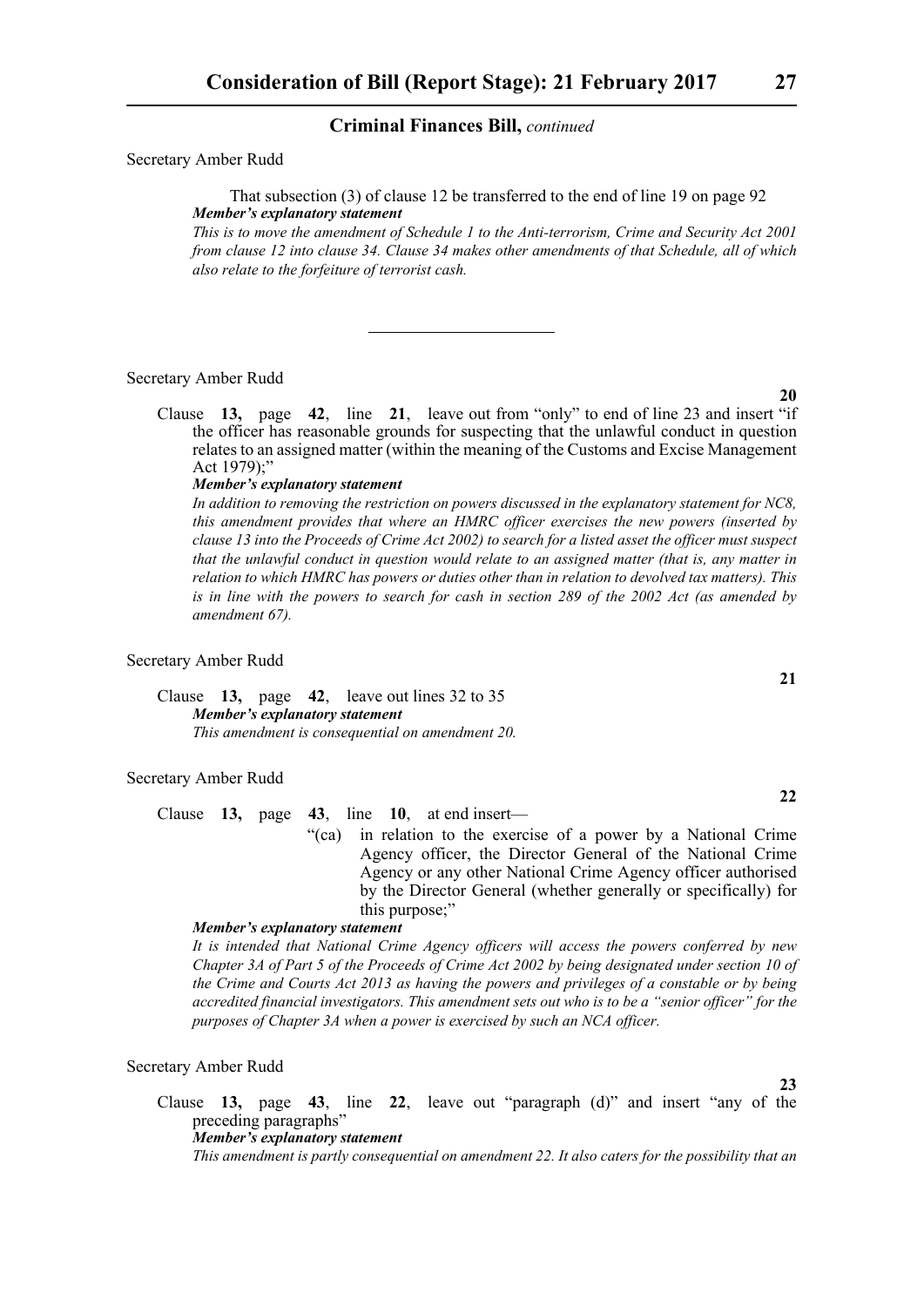**Criminal Finances Bill,** *continued*

Secretary Amber Rudd

That subsection (3) of clause 12 be transferred to the end of line 19 on page 92

***Member's explanatory statement***

*This is to move the amendment of Schedule 1 to the Anti-terrorism, Crime and Security Act 2001 from clause 12 into clause 34. Clause 34 makes other amendments of that Schedule, all of which also relate to the forfeiture of terrorist cash.*

---

Secretary Amber Rudd

**20**

Clause **13,** page **42**, line **21**, leave out from "only" to end of line 23 and insert "if the officer has reasonable grounds for suspecting that the unlawful conduct in question relates to an assigned matter (within the meaning of the Customs and Excise Management Act 1979);"

***Member's explanatory statement***

*In addition to removing the restriction on powers discussed in the explanatory statement for NC8, this amendment provides that where an HMRC officer exercises the new powers (inserted by clause 13 into the Proceeds of Crime Act 2002) to search for a listed asset the officer must suspect that the unlawful conduct in question would relate to an assigned matter (that is, any matter in relation to which HMRC has powers or duties other than in relation to devolved tax matters). This is in line with the powers to search for cash in section 289 of the 2002 Act (as amended by amendment 67).*

Secretary Amber Rudd

**21**

Clause **13,** page **42**, leave out lines 32 to 35

***Member's explanatory statement***

*This amendment is consequential on amendment 20.*

Secretary Amber Rudd

**22**

Clause **13,** page **43**, line **10**, at end insert—

"(ca) in relation to the exercise of a power by a National Crime Agency officer, the Director General of the National Crime Agency or any other National Crime Agency officer authorised by the Director General (whether generally or specifically) for this purpose;"

***Member's explanatory statement***

*It is intended that National Crime Agency officers will access the powers conferred by new Chapter 3A of Part 5 of the Proceeds of Crime Act 2002 by being designated under section 10 of the Crime and Courts Act 2013 as having the powers and privileges of a constable or by being accredited financial investigators. This amendment sets out who is to be a "senior officer" for the purposes of Chapter 3A when a power is exercised by such an NCA officer.*

Secretary Amber Rudd

**23**

Clause **13,** page **43**, line **22**, leave out "paragraph (d)" and insert "any of the preceding paragraphs"

***Member's explanatory statement***

*This amendment is partly consequential on amendment 22. It also caters for the possibility that an*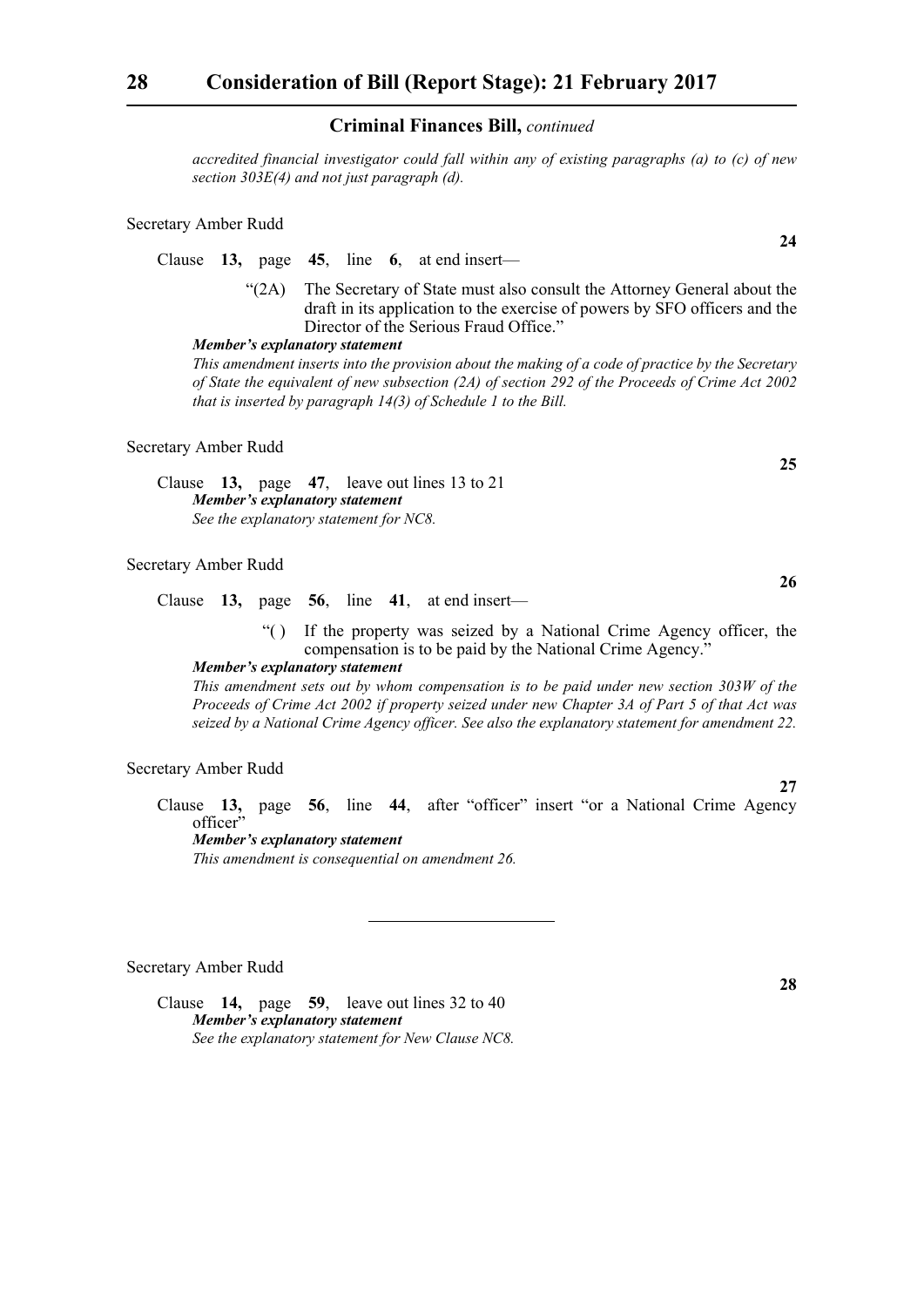**Criminal Finances Bill,** *continued*

*accredited financial investigator could fall within any of existing paragraphs (a) to (c) of new section 303E(4) and not just paragraph (d).*

Secretary Amber Rudd

**24**

Clause **13,** page **45**, line **6**, at end insert—

"(2A) The Secretary of State must also consult the Attorney General about the draft in its application to the exercise of powers by SFO officers and the Director of the Serious Fraud Office."

***Member's explanatory statement***

*This amendment inserts into the provision about the making of a code of practice by the Secretary of State the equivalent of new subsection (2A) of section 292 of the Proceeds of Crime Act 2002 that is inserted by paragraph 14(3) of Schedule 1 to the Bill.*

Secretary Amber Rudd

**25**

Clause **13,** page **47**, leave out lines 13 to 21

***Member's explanatory statement***

*See the explanatory statement for NC8.*

Secretary Amber Rudd

**26**

Clause **13,** page **56**, line **41**, at end insert—

"( ) If the property was seized by a National Crime Agency officer, the compensation is to be paid by the National Crime Agency."

***Member's explanatory statement***

*This amendment sets out by whom compensation is to be paid under new section 303W of the Proceeds of Crime Act 2002 if property seized under new Chapter 3A of Part 5 of that Act was seized by a National Crime Agency officer. See also the explanatory statement for amendment 22.*

Secretary Amber Rudd

**27**

Clause **13,** page **56**, line **44**, after "officer" insert "or a National Crime Agency officer"

***Member's explanatory statement***

*This amendment is consequential on amendment 26.*

---

Secretary Amber Rudd

**28**

Clause **14,** page **59**, leave out lines 32 to 40

***Member's explanatory statement***

*See the explanatory statement for New Clause NC8.*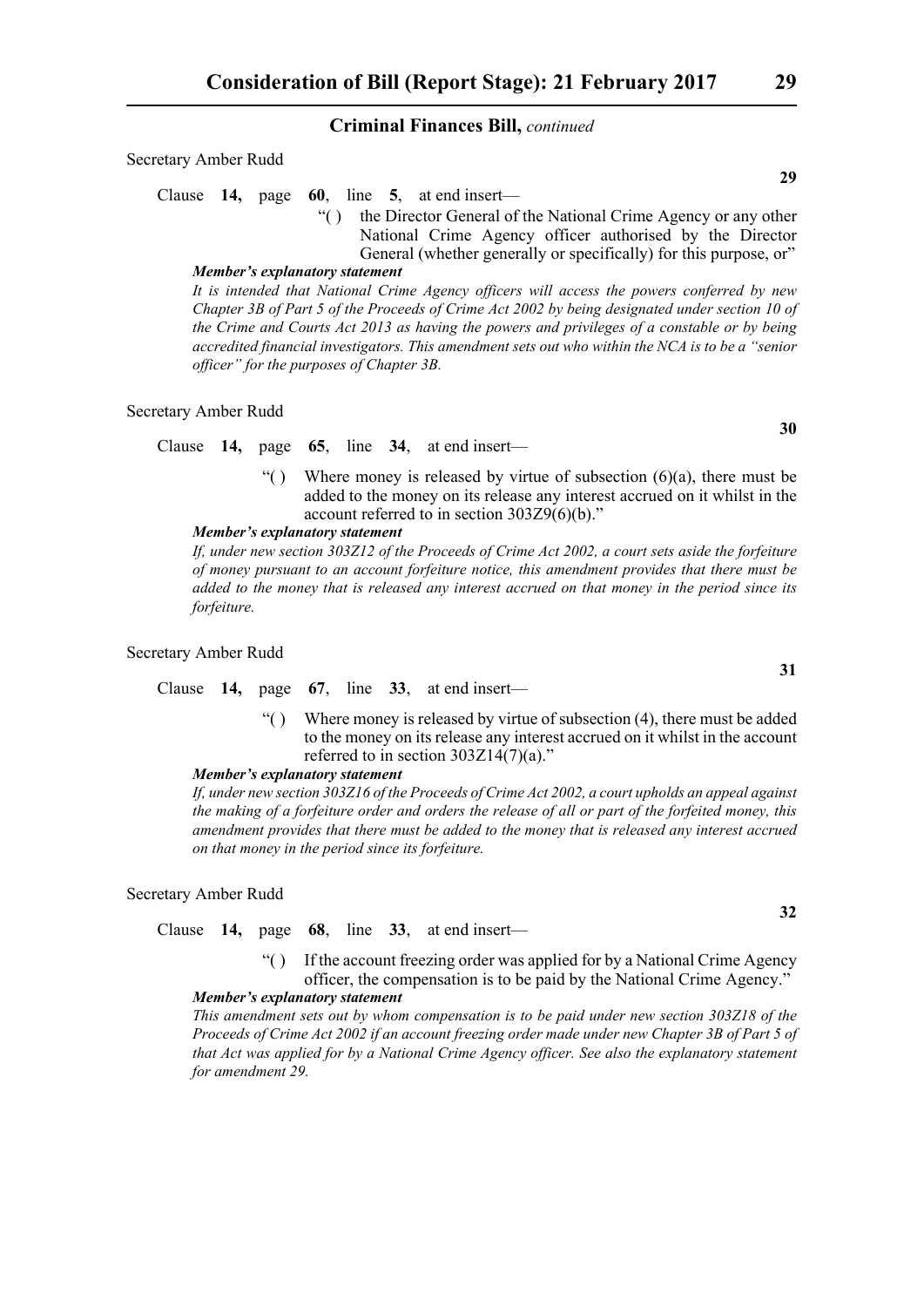**Criminal Finances Bill,** *continued*

Secretary Amber Rudd

**29**

Clause **14,** page **60**, line **5**, at end insert—

"( ) the Director General of the National Crime Agency or any other National Crime Agency officer authorised by the Director General (whether generally or specifically) for this purpose, or"

***Member's explanatory statement***

*It is intended that National Crime Agency officers will access the powers conferred by new Chapter 3B of Part 5 of the Proceeds of Crime Act 2002 by being designated under section 10 of the Crime and Courts Act 2013 as having the powers and privileges of a constable or by being accredited financial investigators. This amendment sets out who within the NCA is to be a "senior officer" for the purposes of Chapter 3B.*

Secretary Amber Rudd

**30**

Clause **14,** page **65**, line **34**, at end insert—

"( ) Where money is released by virtue of subsection (6)(a), there must be added to the money on its release any interest accrued on it whilst in the account referred to in section 303Z9(6)(b)."

***Member's explanatory statement***

*If, under new section 303Z12 of the Proceeds of Crime Act 2002, a court sets aside the forfeiture of money pursuant to an account forfeiture notice, this amendment provides that there must be added to the money that is released any interest accrued on that money in the period since its forfeiture.*

Secretary Amber Rudd

**31**

Clause **14,** page **67**, line **33**, at end insert—

"( ) Where money is released by virtue of subsection (4), there must be added to the money on its release any interest accrued on it whilst in the account referred to in section 303Z14(7)(a)."

***Member's explanatory statement***

*If, under new section 303Z16 of the Proceeds of Crime Act 2002, a court upholds an appeal against the making of a forfeiture order and orders the release of all or part of the forfeited money, this amendment provides that there must be added to the money that is released any interest accrued on that money in the period since its forfeiture.*

Secretary Amber Rudd

**32**

Clause **14,** page **68**, line **33**, at end insert—

"( ) If the account freezing order was applied for by a National Crime Agency officer, the compensation is to be paid by the National Crime Agency."

***Member's explanatory statement***

*This amendment sets out by whom compensation is to be paid under new section 303Z18 of the Proceeds of Crime Act 2002 if an account freezing order made under new Chapter 3B of Part 5 of that Act was applied for by a National Crime Agency officer. See also the explanatory statement for amendment 29.*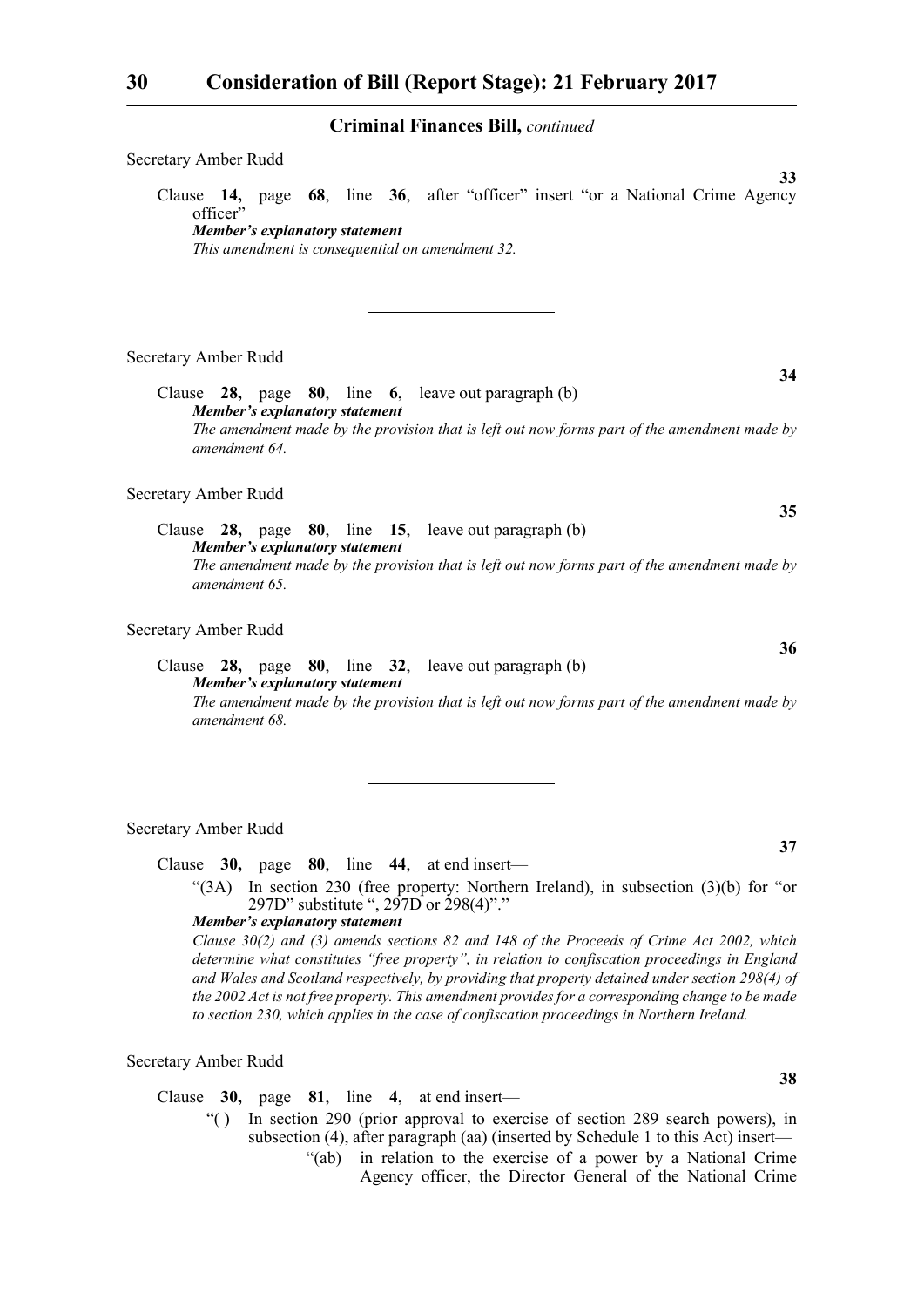Secretary Amber Rudd

**33**

Clause **14,** page **68**, line **36**, after "officer" insert "or a National Crime Agency officer"

***Member's explanatory statement***

*This amendment is consequential on amendment 32.*

---

Secretary Amber Rudd

**34**

Clause **28,** page **80**, line **6**, leave out paragraph (b)

***Member's explanatory statement***

*The amendment made by the provision that is left out now forms part of the amendment made by amendment 64.*

Secretary Amber Rudd

**35**

Clause **28,** page **80**, line **15**, leave out paragraph (b)

***Member's explanatory statement***

*The amendment made by the provision that is left out now forms part of the amendment made by amendment 65.*

Secretary Amber Rudd

**36**

Clause **28,** page **80**, line **32**, leave out paragraph (b)

***Member's explanatory statement***

*The amendment made by the provision that is left out now forms part of the amendment made by amendment 68.*

---

Secretary Amber Rudd

**37**

Clause **30,** page **80**, line **44**, at end insert—

"(3A) In section 230 (free property: Northern Ireland), in subsection (3)(b) for "or 297D" substitute ", 297D or 298(4)"."

***Member's explanatory statement***

*Clause 30(2) and (3) amends sections 82 and 148 of the Proceeds of Crime Act 2002, which determine what constitutes "free property", in relation to confiscation proceedings in England and Wales and Scotland respectively, by providing that property detained under section 298(4) of the 2002 Act is not free property. This amendment provides for a corresponding change to be made to section 230, which applies in the case of confiscation proceedings in Northern Ireland.*

Secretary Amber Rudd

**38**

Clause **30,** page **81**, line **4**, at end insert—

"( ) In section 290 (prior approval to exercise of section 289 search powers), in subsection (4), after paragraph (aa) (inserted by Schedule 1 to this Act) insert—

"(ab) in relation to the exercise of a power by a National Crime Agency officer, the Director General of the National Crime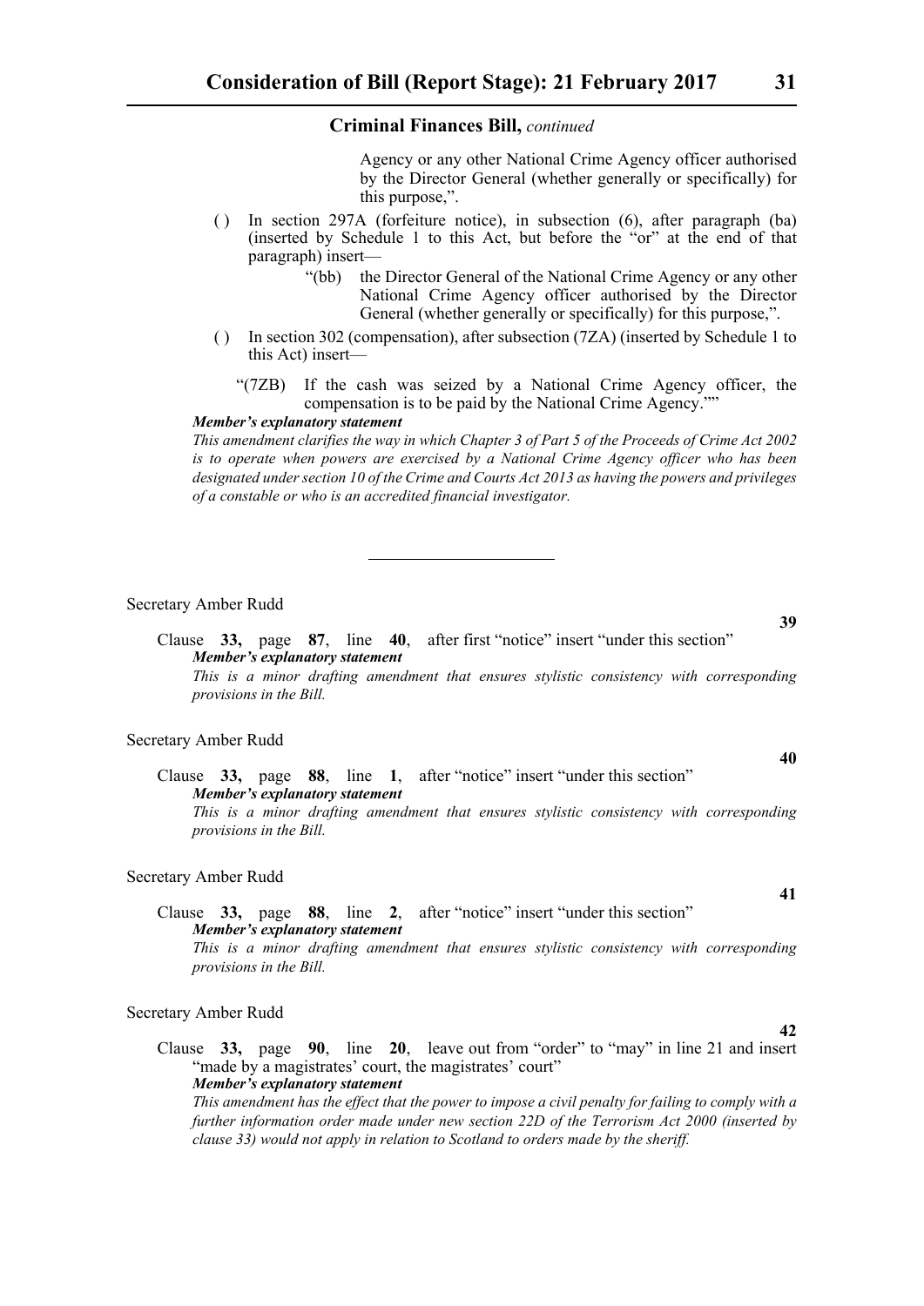**Criminal Finances Bill,** *continued*

Agency or any other National Crime Agency officer authorised by the Director General (whether generally or specifically) for this purpose,".

( ) In section 297A (forfeiture notice), in subsection (6), after paragraph (ba) (inserted by Schedule 1 to this Act, but before the "or" at the end of that paragraph) insert—

"(bb) the Director General of the National Crime Agency or any other National Crime Agency officer authorised by the Director General (whether generally or specifically) for this purpose,".

( ) In section 302 (compensation), after subsection (7ZA) (inserted by Schedule 1 to this Act) insert—

"(7ZB) If the cash was seized by a National Crime Agency officer, the compensation is to be paid by the National Crime Agency.""

***Member's explanatory statement***

*This amendment clarifies the way in which Chapter 3 of Part 5 of the Proceeds of Crime Act 2002 is to operate when powers are exercised by a National Crime Agency officer who has been designated under section 10 of the Crime and Courts Act 2013 as having the powers and privileges of a constable or who is an accredited financial investigator.*

---

Secretary Amber Rudd

**39**

Clause **33,** page **87**, line **40**, after first "notice" insert "under this section"

***Member's explanatory statement***

*This is a minor drafting amendment that ensures stylistic consistency with corresponding provisions in the Bill.*

Secretary Amber Rudd

**40**

Clause **33,** page **88**, line **1**, after "notice" insert "under this section"

***Member's explanatory statement***

*This is a minor drafting amendment that ensures stylistic consistency with corresponding provisions in the Bill.*

Secretary Amber Rudd

**41**

Clause **33,** page **88**, line **2**, after "notice" insert "under this section"

***Member's explanatory statement***

*This is a minor drafting amendment that ensures stylistic consistency with corresponding provisions in the Bill.*

Secretary Amber Rudd

**42**

Clause **33,** page **90**, line **20**, leave out from "order" to "may" in line 21 and insert "made by a magistrates' court, the magistrates' court"

***Member's explanatory statement***

*This amendment has the effect that the power to impose a civil penalty for failing to comply with a further information order made under new section 22D of the Terrorism Act 2000 (inserted by clause 33) would not apply in relation to Scotland to orders made by the sheriff.*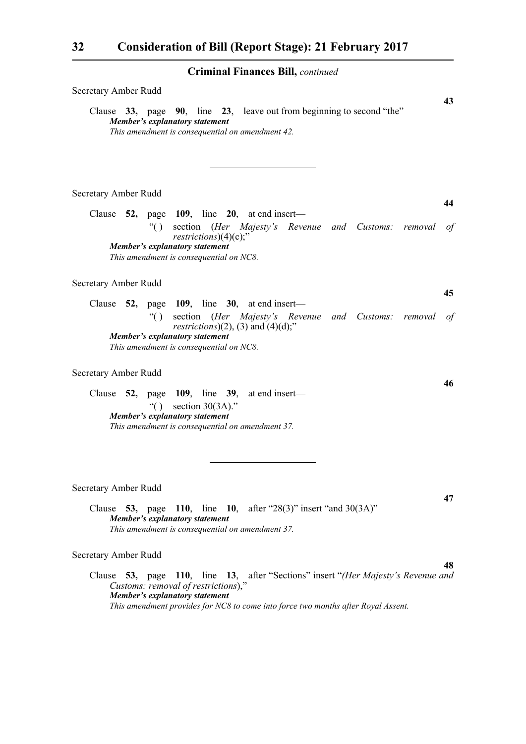**Criminal Finances Bill,** *continued*

Secretary Amber Rudd

**43**

Clause **33,** page **90**, line **23**, leave out from beginning to second "the"

***Member's explanatory statement***

*This amendment is consequential on amendment 42.*

---

Secretary Amber Rudd

**44**

Clause **52,** page **109**, line **20**, at end insert—

"( ) section (*Her Majesty's Revenue and Customs: removal of restrictions*)(4)(c);"

***Member's explanatory statement***

*This amendment is consequential on NC8.*

Secretary Amber Rudd

**45**

Clause **52,** page **109**, line **30**, at end insert—

"( ) section (*Her Majesty's Revenue and Customs: removal of restrictions*)(2), (3) and (4)(d);"

***Member's explanatory statement***

*This amendment is consequential on NC8.*

Secretary Amber Rudd

**46**

Clause **52,** page **109**, line **39**, at end insert—

"( ) section 30(3A)."

***Member's explanatory statement***

*This amendment is consequential on amendment 37.*

---

Secretary Amber Rudd

**47**

Clause **53,** page **110**, line **10**, after "28(3)" insert "and 30(3A)"

***Member's explanatory statement***

*This amendment is consequential on amendment 37.*

Secretary Amber Rudd

**48**

Clause **53,** page **110**, line **13**, after "Sections" insert "*(Her Majesty's Revenue and Customs: removal of restrictions*),"

***Member's explanatory statement***

*This amendment provides for NC8 to come into force two months after Royal Assent.*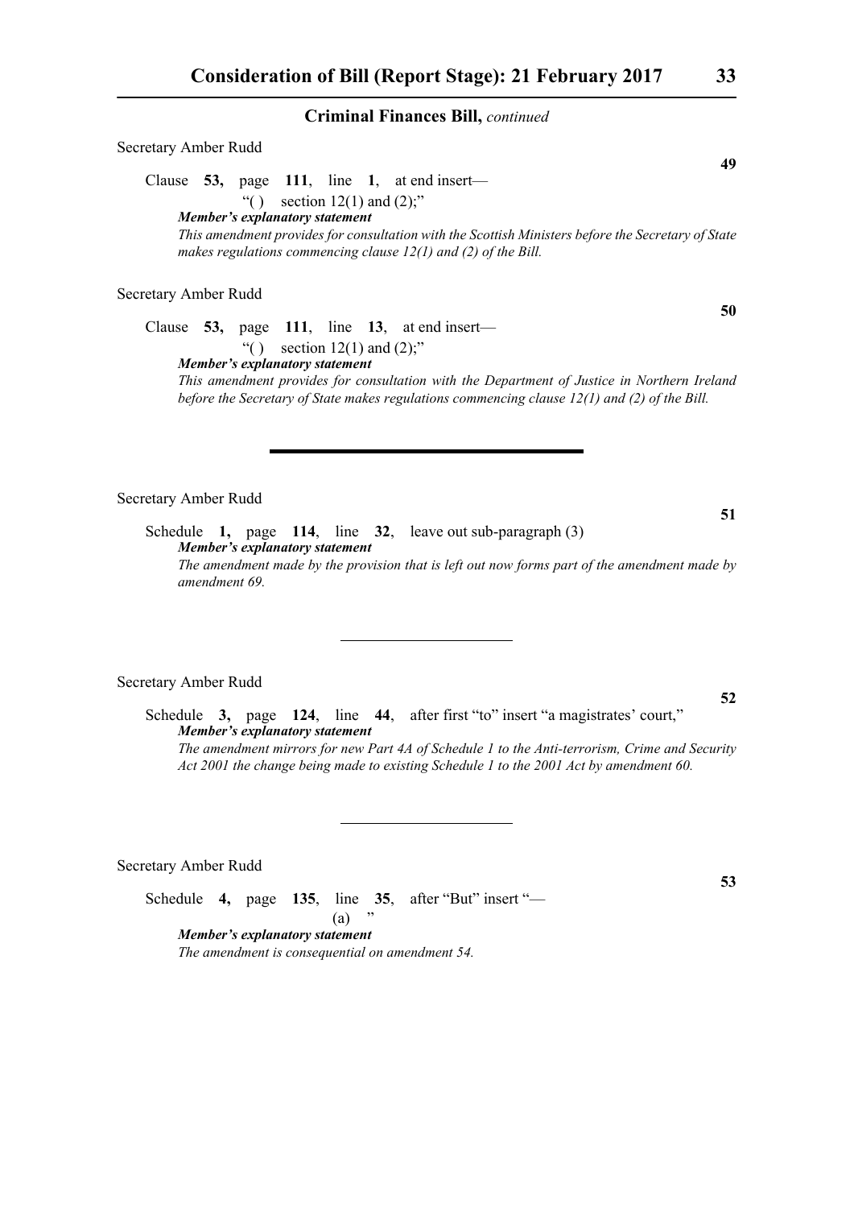## Criminal Finances Bill, *continued*

Secretary Amber Rudd

**49**

Clause **53,** page **111**, line **1**, at end insert—

"( ) section 12(1) and (2);"

***Member's explanatory statement***

*This amendment provides for consultation with the Scottish Ministers before the Secretary of State makes regulations commencing clause 12(1) and (2) of the Bill.*

Secretary Amber Rudd

**50**

Clause **53,** page **111**, line **13**, at end insert—

"( ) section 12(1) and (2);"

***Member's explanatory statement***

*This amendment provides for consultation with the Department of Justice in Northern Ireland before the Secretary of State makes regulations commencing clause 12(1) and (2) of the Bill.*

---

Secretary Amber Rudd

**51**

Schedule **1,** page **114**, line **32**, leave out sub-paragraph (3)

***Member's explanatory statement***

*The amendment made by the provision that is left out now forms part of the amendment made by amendment 69.*

---

Secretary Amber Rudd

**52**

Schedule **3,** page **124**, line **44**, after first "to" insert "a magistrates' court,"

***Member's explanatory statement***

*The amendment mirrors for new Part 4A of Schedule 1 to the Anti-terrorism, Crime and Security Act 2001 the change being made to existing Schedule 1 to the 2001 Act by amendment 60.*

---

Secretary Amber Rudd

**53**

Schedule **4,** page **135**, line **35**, after "But" insert "—

(a) "

***Member's explanatory statement***

*The amendment is consequential on amendment 54.*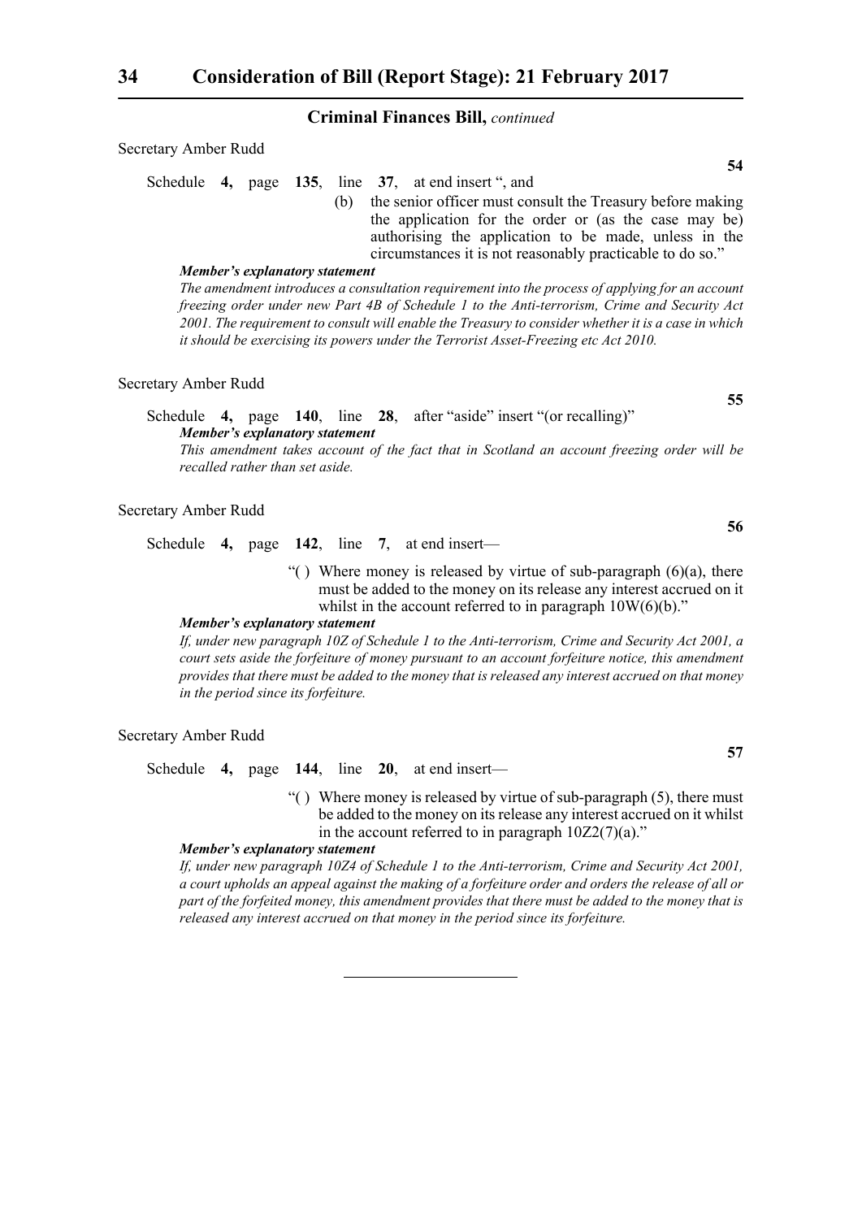**Criminal Finances Bill,** *continued*

Secretary Amber Rudd

**54**

Schedule **4,** page **135**, line **37**, at end insert ", and

(b) the senior officer must consult the Treasury before making the application for the order or (as the case may be) authorising the application to be made, unless in the circumstances it is not reasonably practicable to do so."

***Member's explanatory statement***

*The amendment introduces a consultation requirement into the process of applying for an account freezing order under new Part 4B of Schedule 1 to the Anti-terrorism, Crime and Security Act 2001. The requirement to consult will enable the Treasury to consider whether it is a case in which it should be exercising its powers under the Terrorist Asset-Freezing etc Act 2010.*

Secretary Amber Rudd

**55**

Schedule **4,** page **140**, line **28**, after "aside" insert "(or recalling)"

***Member's explanatory statement***

*This amendment takes account of the fact that in Scotland an account freezing order will be recalled rather than set aside.*

Secretary Amber Rudd

**56**

Schedule **4,** page **142**, line **7**, at end insert—

"( ) Where money is released by virtue of sub-paragraph (6)(a), there must be added to the money on its release any interest accrued on it whilst in the account referred to in paragraph 10W(6)(b)."

***Member's explanatory statement***

*If, under new paragraph 10Z of Schedule 1 to the Anti-terrorism, Crime and Security Act 2001, a court sets aside the forfeiture of money pursuant to an account forfeiture notice, this amendment provides that there must be added to the money that is released any interest accrued on that money in the period since its forfeiture.*

Secretary Amber Rudd

**57**

Schedule **4,** page **144**, line **20**, at end insert—

"( ) Where money is released by virtue of sub-paragraph (5), there must be added to the money on its release any interest accrued on it whilst in the account referred to in paragraph 10Z2(7)(a)."

***Member's explanatory statement***

*If, under new paragraph 10Z4 of Schedule 1 to the Anti-terrorism, Crime and Security Act 2001, a court upholds an appeal against the making of a forfeiture order and orders the release of all or part of the forfeited money, this amendment provides that there must be added to the money that is released any interest accrued on that money in the period since its forfeiture.*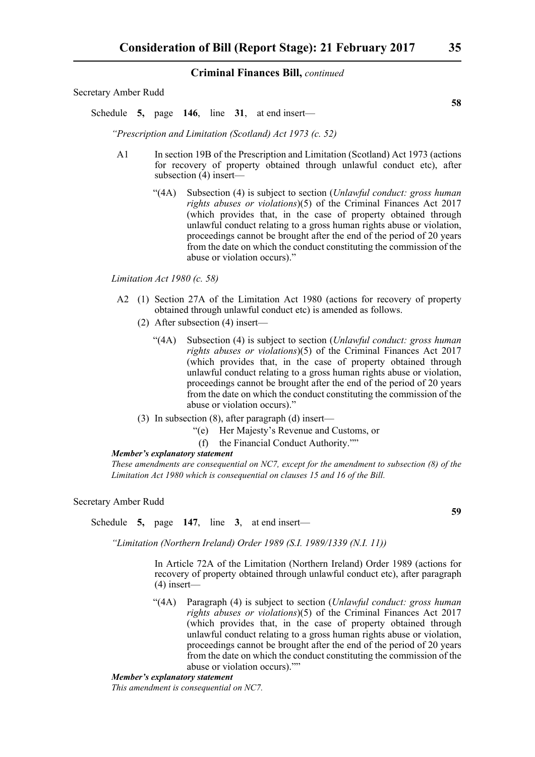**Criminal Finances Bill,** *continued*

Secretary Amber Rudd

**58**

Schedule **5,** page **146**, line **31**, at end insert—

*"Prescription and Limitation (Scotland) Act 1973 (c. 52)*

A1 In section 19B of the Prescription and Limitation (Scotland) Act 1973 (actions for recovery of property obtained through unlawful conduct etc), after subsection (4) insert—

"(4A) Subsection (4) is subject to section (*Unlawful conduct: gross human rights abuses or violations*)(5) of the Criminal Finances Act 2017 (which provides that, in the case of property obtained through unlawful conduct relating to a gross human rights abuse or violation, proceedings cannot be brought after the end of the period of 20 years from the date on which the conduct constituting the commission of the abuse or violation occurs)."

*Limitation Act 1980 (c. 58)*

A2 (1) Section 27A of the Limitation Act 1980 (actions for recovery of property obtained through unlawful conduct etc) is amended as follows.

(2) After subsection (4) insert—

"(4A) Subsection (4) is subject to section (*Unlawful conduct: gross human rights abuses or violations*)(5) of the Criminal Finances Act 2017 (which provides that, in the case of property obtained through unlawful conduct relating to a gross human rights abuse or violation, proceedings cannot be brought after the end of the period of 20 years from the date on which the conduct constituting the commission of the abuse or violation occurs)."

(3) In subsection (8), after paragraph (d) insert—

"(e) Her Majesty's Revenue and Customs, or

(f) the Financial Conduct Authority.""

***Member's explanatory statement***

*These amendments are consequential on NC7, except for the amendment to subsection (8) of the Limitation Act 1980 which is consequential on clauses 15 and 16 of the Bill.*

Secretary Amber Rudd

**59**

Schedule **5,** page **147**, line **3**, at end insert—

*"Limitation (Northern Ireland) Order 1989 (S.I. 1989/1339 (N.I. 11))*

In Article 72A of the Limitation (Northern Ireland) Order 1989 (actions for recovery of property obtained through unlawful conduct etc), after paragraph (4) insert—

"(4A) Paragraph (4) is subject to section (*Unlawful conduct: gross human rights abuses or violations*)(5) of the Criminal Finances Act 2017 (which provides that, in the case of property obtained through unlawful conduct relating to a gross human rights abuse or violation, proceedings cannot be brought after the end of the period of 20 years from the date on which the conduct constituting the commission of the abuse or violation occurs).""

***Member's explanatory statement***

*This amendment is consequential on NC7.*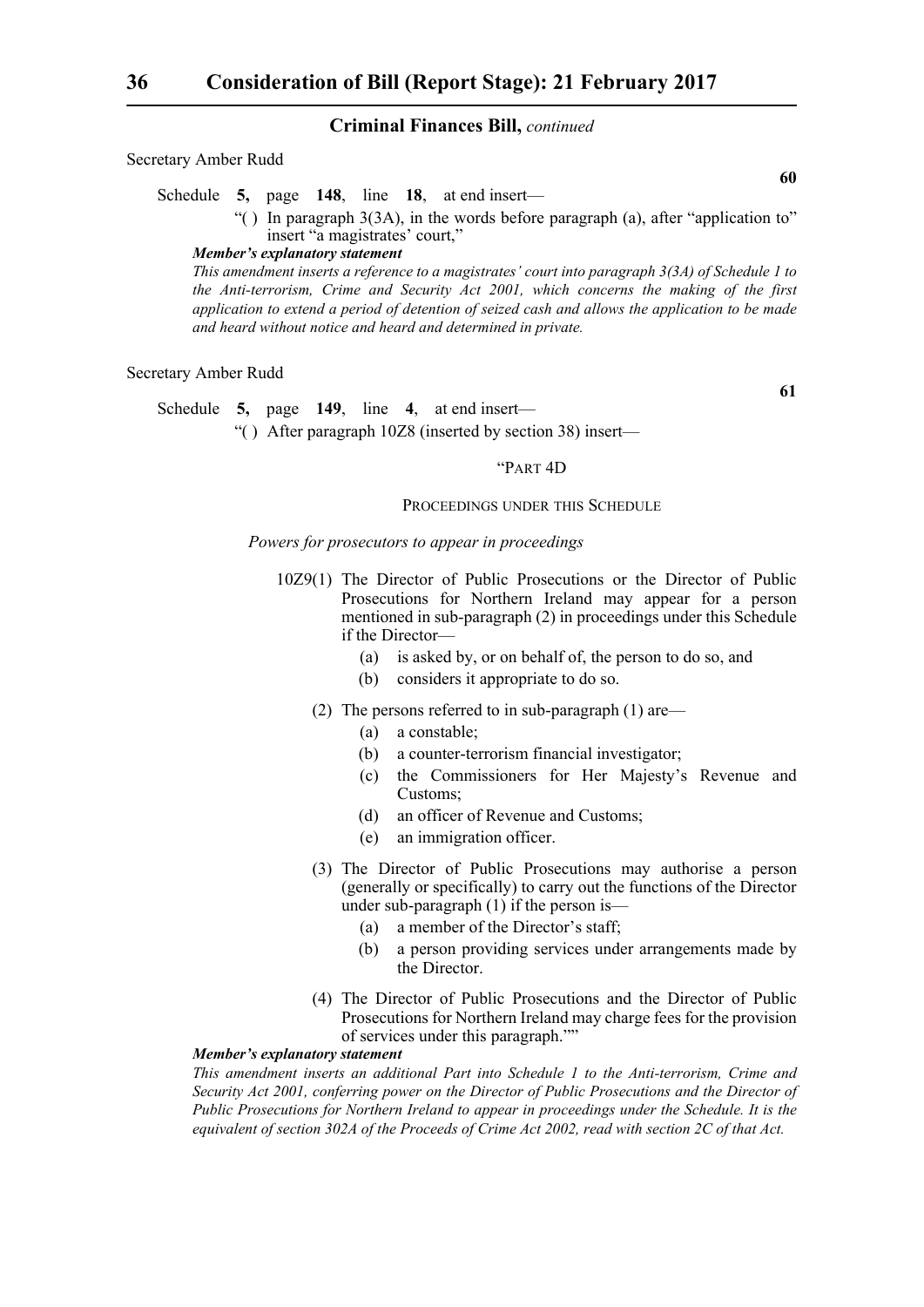Secretary Amber Rudd

**60**

Schedule **5,** page **148**, line **18**, at end insert—

"( ) In paragraph 3(3A), in the words before paragraph (a), after "application to" insert "a magistrates' court,"

***Member's explanatory statement***

*This amendment inserts a reference to a magistrates' court into paragraph 3(3A) of Schedule 1 to the Anti-terrorism, Crime and Security Act 2001, which concerns the making of the first application to extend a period of detention of seized cash and allows the application to be made and heard without notice and heard and determined in private.*

Secretary Amber Rudd

**61**

Schedule **5,** page **149**, line **4**, at end insert—

"( ) After paragraph 10Z8 (inserted by section 38) insert—

"PART 4D

PROCEEDINGS UNDER THIS SCHEDULE

*Powers for prosecutors to appear in proceedings*

10Z9(1) The Director of Public Prosecutions or the Director of Public Prosecutions for Northern Ireland may appear for a person mentioned in sub-paragraph (2) in proceedings under this Schedule if the Director—

(a) is asked by, or on behalf of, the person to do so, and

(b) considers it appropriate to do so.

(2) The persons referred to in sub-paragraph (1) are—

(a) a constable;

(b) a counter-terrorism financial investigator;

(c) the Commissioners for Her Majesty's Revenue and Customs;

(d) an officer of Revenue and Customs;

(e) an immigration officer.

(3) The Director of Public Prosecutions may authorise a person (generally or specifically) to carry out the functions of the Director under sub-paragraph (1) if the person is—

(a) a member of the Director's staff;

(b) a person providing services under arrangements made by the Director.

(4) The Director of Public Prosecutions and the Director of Public Prosecutions for Northern Ireland may charge fees for the provision of services under this paragraph.""

***Member's explanatory statement***

*This amendment inserts an additional Part into Schedule 1 to the Anti-terrorism, Crime and Security Act 2001, conferring power on the Director of Public Prosecutions and the Director of Public Prosecutions for Northern Ireland to appear in proceedings under the Schedule. It is the equivalent of section 302A of the Proceeds of Crime Act 2002, read with section 2C of that Act.*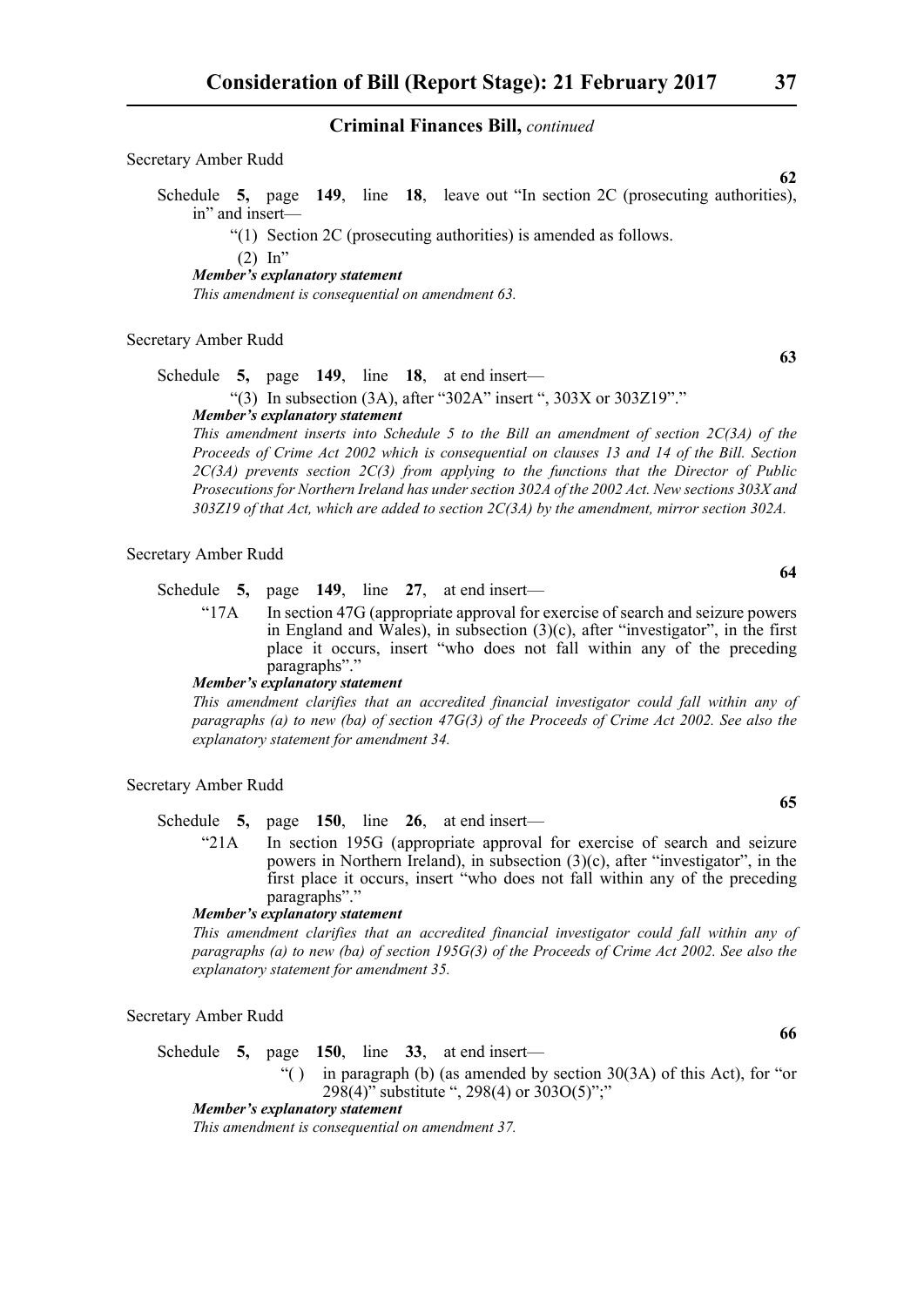**Criminal Finances Bill,** *continued*

Secretary Amber Rudd

**62**

Schedule **5,** page **149**, line **18**, leave out "In section 2C (prosecuting authorities), in" and insert—

"(1) Section 2C (prosecuting authorities) is amended as follows.

(2) In"

***Member's explanatory statement***

*This amendment is consequential on amendment 63.*

Secretary Amber Rudd

**63**

Schedule **5,** page **149**, line **18**, at end insert—

"(3) In subsection (3A), after "302A" insert ", 303X or 303Z19"."

***Member's explanatory statement***

*This amendment inserts into Schedule 5 to the Bill an amendment of section 2C(3A) of the Proceeds of Crime Act 2002 which is consequential on clauses 13 and 14 of the Bill. Section 2C(3A) prevents section 2C(3) from applying to the functions that the Director of Public Prosecutions for Northern Ireland has under section 302A of the 2002 Act. New sections 303X and 303Z19 of that Act, which are added to section 2C(3A) by the amendment, mirror section 302A.*

Secretary Amber Rudd

**64**

Schedule **5,** page **149**, line **27**, at end insert—

"17A In section 47G (appropriate approval for exercise of search and seizure powers in England and Wales), in subsection (3)(c), after "investigator", in the first place it occurs, insert "who does not fall within any of the preceding paragraphs"."

***Member's explanatory statement***

*This amendment clarifies that an accredited financial investigator could fall within any of paragraphs (a) to new (ba) of section 47G(3) of the Proceeds of Crime Act 2002. See also the explanatory statement for amendment 34.*

Secretary Amber Rudd

**65**

Schedule **5,** page **150**, line **26**, at end insert—

"21A In section 195G (appropriate approval for exercise of search and seizure powers in Northern Ireland), in subsection (3)(c), after "investigator", in the first place it occurs, insert "who does not fall within any of the preceding paragraphs"."

***Member's explanatory statement***

*This amendment clarifies that an accredited financial investigator could fall within any of paragraphs (a) to new (ba) of section 195G(3) of the Proceeds of Crime Act 2002. See also the explanatory statement for amendment 35.*

Secretary Amber Rudd

**66**

Schedule **5,** page **150**, line **33**, at end insert—

"( ) in paragraph (b) (as amended by section 30(3A) of this Act), for "or 298(4)" substitute ", 298(4) or 303O(5)";"

***Member's explanatory statement***

*This amendment is consequential on amendment 37.*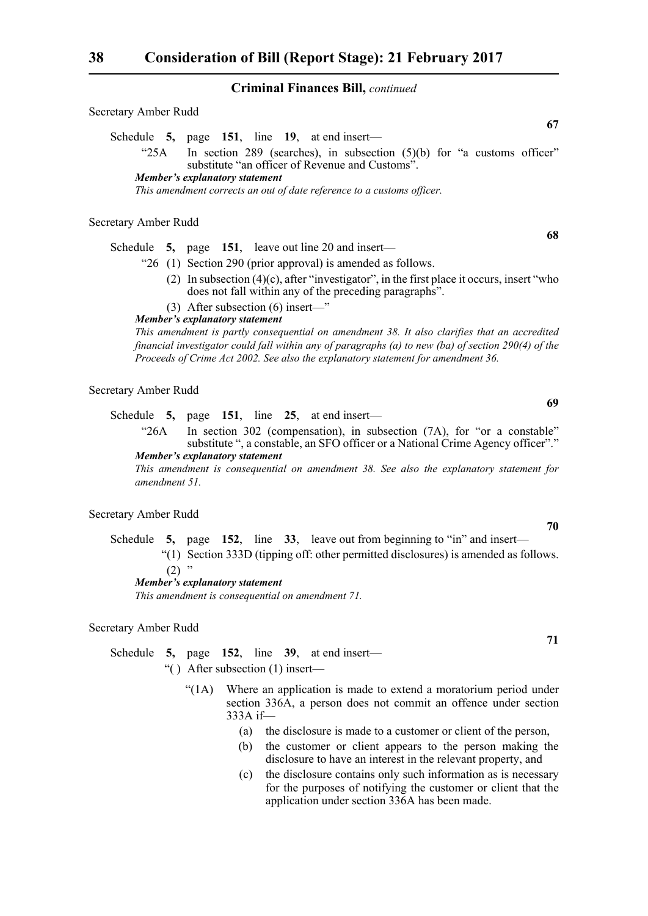Secretary Amber Rudd

**67**

Schedule **5,** page **151**, line **19**, at end insert—

"25A In section 289 (searches), in subsection (5)(b) for "a customs officer" substitute "an officer of Revenue and Customs".

***Member's explanatory statement***

*This amendment corrects an out of date reference to a customs officer.*

Secretary Amber Rudd

**68**

Schedule **5,** page **151**, leave out line 20 and insert—

"26 (1) Section 290 (prior approval) is amended as follows.

(2) In subsection (4)(c), after "investigator", in the first place it occurs, insert "who does not fall within any of the preceding paragraphs".

(3) After subsection (6) insert—"

***Member's explanatory statement***

*This amendment is partly consequential on amendment 38. It also clarifies that an accredited financial investigator could fall within any of paragraphs (a) to new (ba) of section 290(4) of the Proceeds of Crime Act 2002. See also the explanatory statement for amendment 36.*

Secretary Amber Rudd

**69**

Schedule **5,** page **151**, line **25**, at end insert—

"26A In section 302 (compensation), in subsection (7A), for "or a constable" substitute ", a constable, an SFO officer or a National Crime Agency officer"."

***Member's explanatory statement***

*This amendment is consequential on amendment 38. See also the explanatory statement for amendment 51.*

Secretary Amber Rudd

**70**

Schedule **5,** page **152**, line **33**, leave out from beginning to "in" and insert—

"(1) Section 333D (tipping off: other permitted disclosures) is amended as follows.

(2) "

***Member's explanatory statement***

*This amendment is consequential on amendment 71.*

Secretary Amber Rudd

**71**

Schedule **5,** page **152**, line **39**, at end insert—

"( ) After subsection (1) insert—

"(1A) Where an application is made to extend a moratorium period under section 336A, a person does not commit an offence under section 333A if—

(a) the disclosure is made to a customer or client of the person,

(b) the customer or client appears to the person making the disclosure to have an interest in the relevant property, and

(c) the disclosure contains only such information as is necessary for the purposes of notifying the customer or client that the application under section 336A has been made.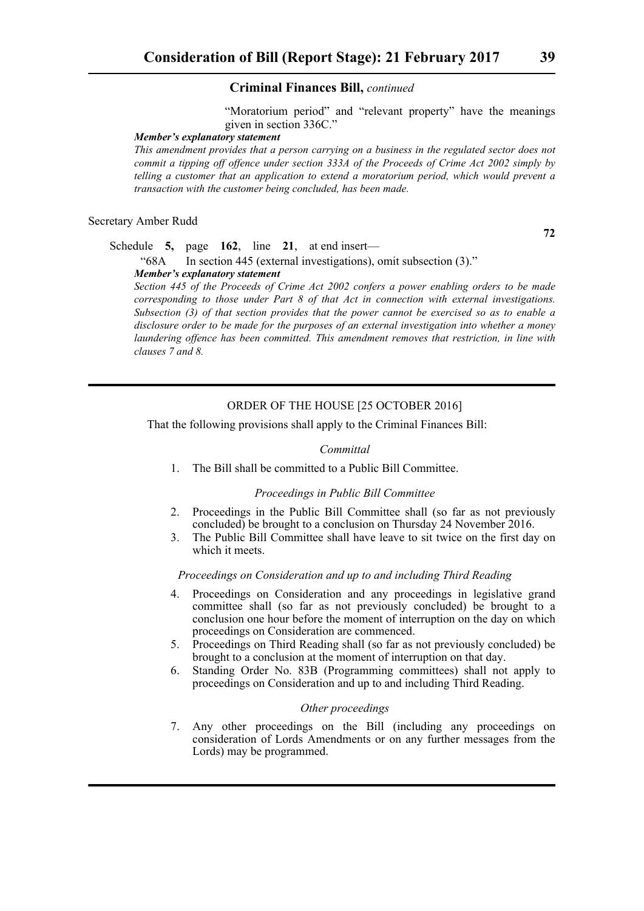**Criminal Finances Bill,** *continued*

“Moratorium period” and “relevant property” have the meanings given in section 336C.”

***Member’s explanatory statement***

*This amendment provides that a person carrying on a business in the regulated sector does not commit a tipping off offence under section 333A of the Proceeds of Crime Act 2002 simply by telling a customer that an application to extend a moratorium period, which would prevent a transaction with the customer being concluded, has been made.*

Secretary Amber Rudd

**72**

Schedule **5,** page **162**, line **21**, at end insert—

“68A In section 445 (external investigations), omit subsection (3).”

***Member’s explanatory statement***

*Section 445 of the Proceeds of Crime Act 2002 confers a power enabling orders to be made corresponding to those under Part 8 of that Act in connection with external investigations. Subsection (3) of that section provides that the power cannot be exercised so as to enable a disclosure order to be made for the purposes of an external investigation into whether a money laundering offence has been committed. This amendment removes that restriction, in line with clauses 7 and 8.*

---

## ORDER OF THE HOUSE [25 OCTOBER 2016]

That the following provisions shall apply to the Criminal Finances Bill:

*Committal*

1. The Bill shall be committed to a Public Bill Committee.

*Proceedings in Public Bill Committee*

2. Proceedings in the Public Bill Committee shall (so far as not previously concluded) be brought to a conclusion on Thursday 24 November 2016.
3. The Public Bill Committee shall have leave to sit twice on the first day on which it meets.

*Proceedings on Consideration and up to and including Third Reading*

4. Proceedings on Consideration and any proceedings in legislative grand committee shall (so far as not previously concluded) be brought to a conclusion one hour before the moment of interruption on the day on which proceedings on Consideration are commenced.
5. Proceedings on Third Reading shall (so far as not previously concluded) be brought to a conclusion at the moment of interruption on that day.
6. Standing Order No. 83B (Programming committees) shall not apply to proceedings on Consideration and up to and including Third Reading.

*Other proceedings*

7. Any other proceedings on the Bill (including any proceedings on consideration of Lords Amendments or on any further messages from the Lords) may be programmed.